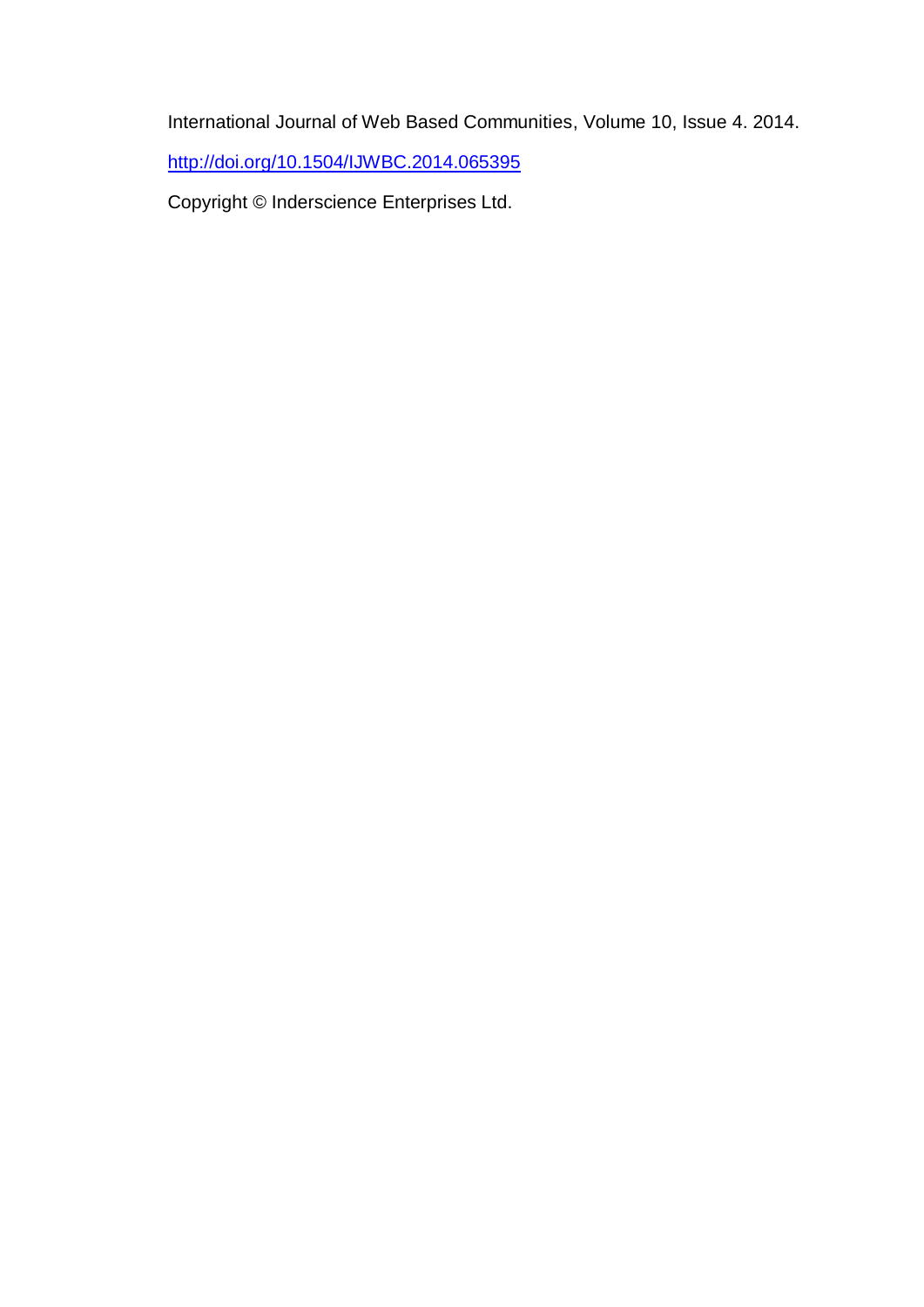International Journal of Web Based Communities, Volume 10, Issue 4. 2014.

http://doi.org/10.1504/IJWBC.2014.065395

Copyright © Inderscience Enterprises Ltd.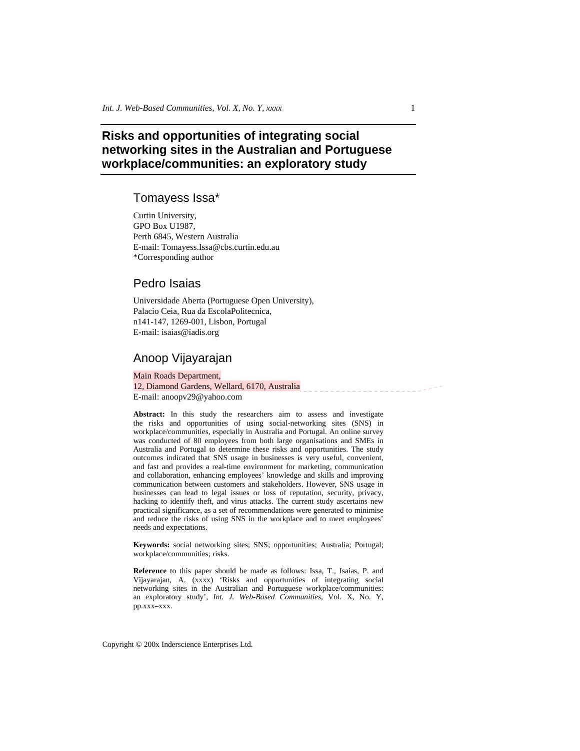# Risks and opportunities of integrating social networking sites in the Australian and Portuguese workplace/communities: an exploratory study

## Tomayess Issa*

Curtin University,
GPO Box U1987,
Perth 6845, Western Australia
E-mail: Tomayess.Issa@cbs.curtin.edu.au
*Corresponding author

## Pedro Isaias

Universidade Aberta (Portuguese Open University),
Palacio Ceia, Rua da EscolaPolitecnica,
n141-147, 1269-001, Lisbon, Portugal
E-mail: isaias@iadis.org

## Anoop Vijayarajan

Main Roads Department,
12, Diamond Gardens, Wellard, 6170, Australia
E-mail: anoopv29@yahoo.com

**Abstract:** In this study the researchers aim to assess and investigate the risks and opportunities of using social-networking sites (SNS) in workplace/communities, especially in Australia and Portugal. An online survey was conducted of 80 employees from both large organisations and SMEs in Australia and Portugal to determine these risks and opportunities. The study outcomes indicated that SNS usage in businesses is very useful, convenient, and fast and provides a real-time environment for marketing, communication and collaboration, enhancing employees' knowledge and skills and improving communication between customers and stakeholders. However, SNS usage in businesses can lead to legal issues or loss of reputation, security, privacy, hacking to identify theft, and virus attacks. The current study ascertains new practical significance, as a set of recommendations were generated to minimise and reduce the risks of using SNS in the workplace and to meet employees' needs and expectations.

**Keywords:** social networking sites; SNS; opportunities; Australia; Portugal; workplace/communities; risks.

**Reference** to this paper should be made as follows: Issa, T., Isaias, P. and Vijayarajan, A. (xxxx) 'Risks and opportunities of integrating social networking sites in the Australian and Portuguese workplace/communities: an exploratory study', *Int. J. Web-Based Communities*, Vol. X, No. Y, pp.xxx–xxx.

Copyright © 200x Inderscience Enterprises Ltd.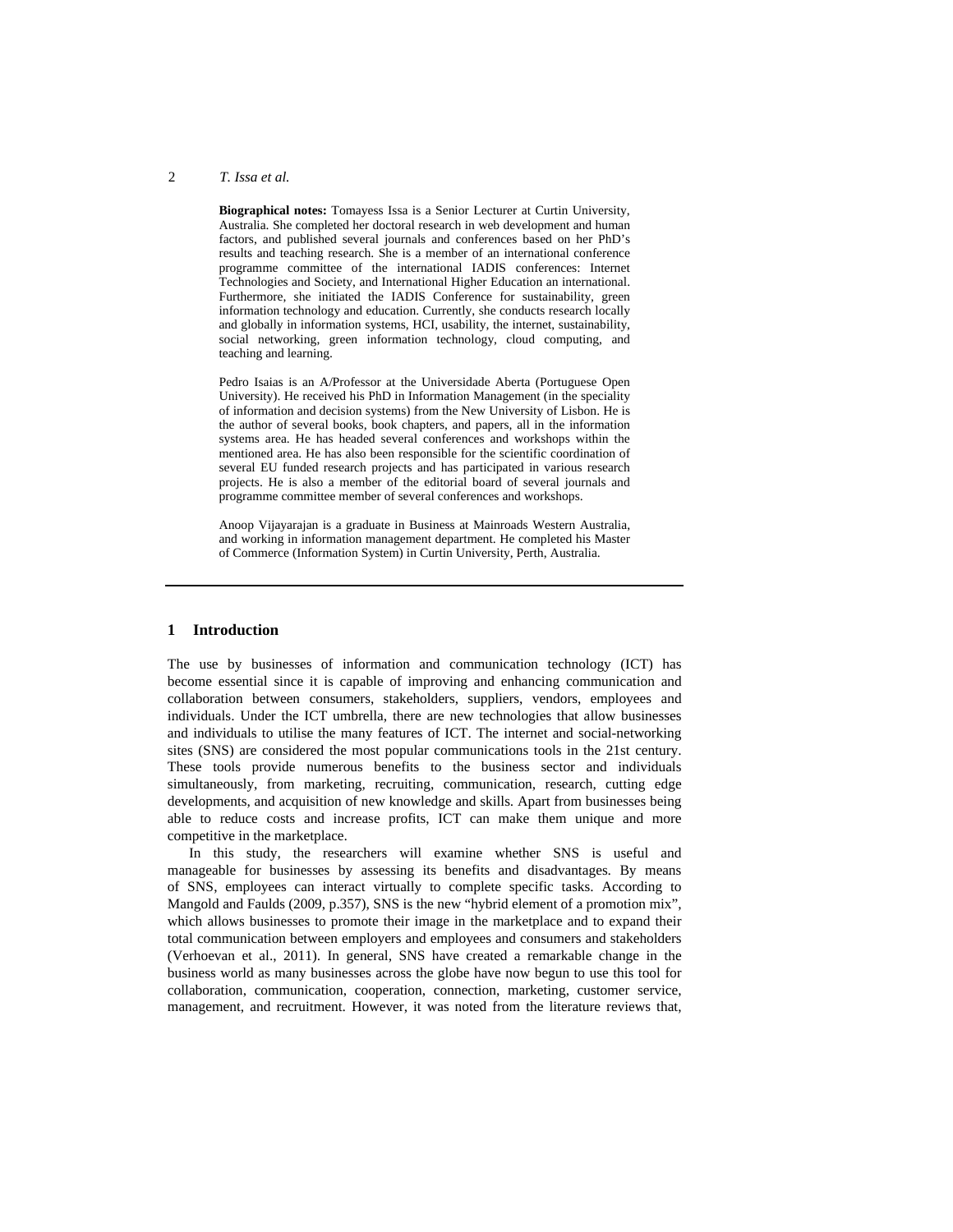**Biographical notes:** Tomayess Issa is a Senior Lecturer at Curtin University, Australia. She completed her doctoral research in web development and human factors, and published several journals and conferences based on her PhD's results and teaching research. She is a member of an international conference programme committee of the international IADIS conferences: Internet Technologies and Society, and International Higher Education an international. Furthermore, she initiated the IADIS Conference for sustainability, green information technology and education. Currently, she conducts research locally and globally in information systems, HCI, usability, the internet, sustainability, social networking, green information technology, cloud computing, and teaching and learning.

Pedro Isaias is an A/Professor at the Universidade Aberta (Portuguese Open University). He received his PhD in Information Management (in the speciality of information and decision systems) from the New University of Lisbon. He is the author of several books, book chapters, and papers, all in the information systems area. He has headed several conferences and workshops within the mentioned area. He has also been responsible for the scientific coordination of several EU funded research projects and has participated in various research projects. He is also a member of the editorial board of several journals and programme committee member of several conferences and workshops.

Anoop Vijayarajan is a graduate in Business at Mainroads Western Australia, and working in information management department. He completed his Master of Commerce (Information System) in Curtin University, Perth, Australia.

## 1 Introduction

The use by businesses of information and communication technology (ICT) has become essential since it is capable of improving and enhancing communication and collaboration between consumers, stakeholders, suppliers, vendors, employees and individuals. Under the ICT umbrella, there are new technologies that allow businesses and individuals to utilise the many features of ICT. The internet and social-networking sites (SNS) are considered the most popular communications tools in the 21st century. These tools provide numerous benefits to the business sector and individuals simultaneously, from marketing, recruiting, communication, research, cutting edge developments, and acquisition of new knowledge and skills. Apart from businesses being able to reduce costs and increase profits, ICT can make them unique and more competitive in the marketplace.

In this study, the researchers will examine whether SNS is useful and manageable for businesses by assessing its benefits and disadvantages. By means of SNS, employees can interact virtually to complete specific tasks. According to Mangold and Faulds (2009, p.357), SNS is the new "hybrid element of a promotion mix", which allows businesses to promote their image in the marketplace and to expand their total communication between employers and employees and consumers and stakeholders (Verhoevan et al., 2011). In general, SNS have created a remarkable change in the business world as many businesses across the globe have now begun to use this tool for collaboration, communication, cooperation, connection, marketing, customer service, management, and recruitment. However, it was noted from the literature reviews that,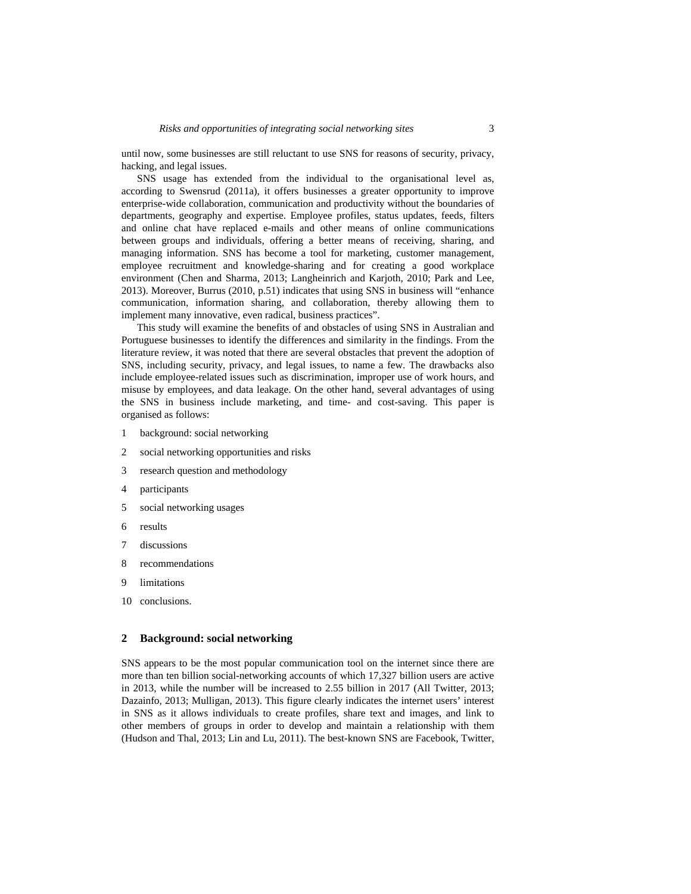until now, some businesses are still reluctant to use SNS for reasons of security, privacy, hacking, and legal issues.

SNS usage has extended from the individual to the organisational level as, according to Swensrud (2011a), it offers businesses a greater opportunity to improve enterprise-wide collaboration, communication and productivity without the boundaries of departments, geography and expertise. Employee profiles, status updates, feeds, filters and online chat have replaced e-mails and other means of online communications between groups and individuals, offering a better means of receiving, sharing, and managing information. SNS has become a tool for marketing, customer management, employee recruitment and knowledge-sharing and for creating a good workplace environment (Chen and Sharma, 2013; Langheinrich and Karjoth, 2010; Park and Lee, 2013). Moreover, Burrus (2010, p.51) indicates that using SNS in business will "enhance communication, information sharing, and collaboration, thereby allowing them to implement many innovative, even radical, business practices".

This study will examine the benefits of and obstacles of using SNS in Australian and Portuguese businesses to identify the differences and similarity in the findings. From the literature review, it was noted that there are several obstacles that prevent the adoption of SNS, including security, privacy, and legal issues, to name a few. The drawbacks also include employee-related issues such as discrimination, improper use of work hours, and misuse by employees, and data leakage. On the other hand, several advantages of using the SNS in business include marketing, and time- and cost-saving. This paper is organised as follows:

1 background: social networking
2 social networking opportunities and risks
3 research question and methodology
4 participants
5 social networking usages
6 results
7 discussions
8 recommendations
9 limitations
10 conclusions.

## 2 Background: social networking

SNS appears to be the most popular communication tool on the internet since there are more than ten billion social-networking accounts of which 17,327 billion users are active in 2013, while the number will be increased to 2.55 billion in 2017 (All Twitter, 2013; Dazainfo, 2013; Mulligan, 2013). This figure clearly indicates the internet users' interest in SNS as it allows individuals to create profiles, share text and images, and link to other members of groups in order to develop and maintain a relationship with them (Hudson and Thal, 2013; Lin and Lu, 2011). The best-known SNS are Facebook, Twitter,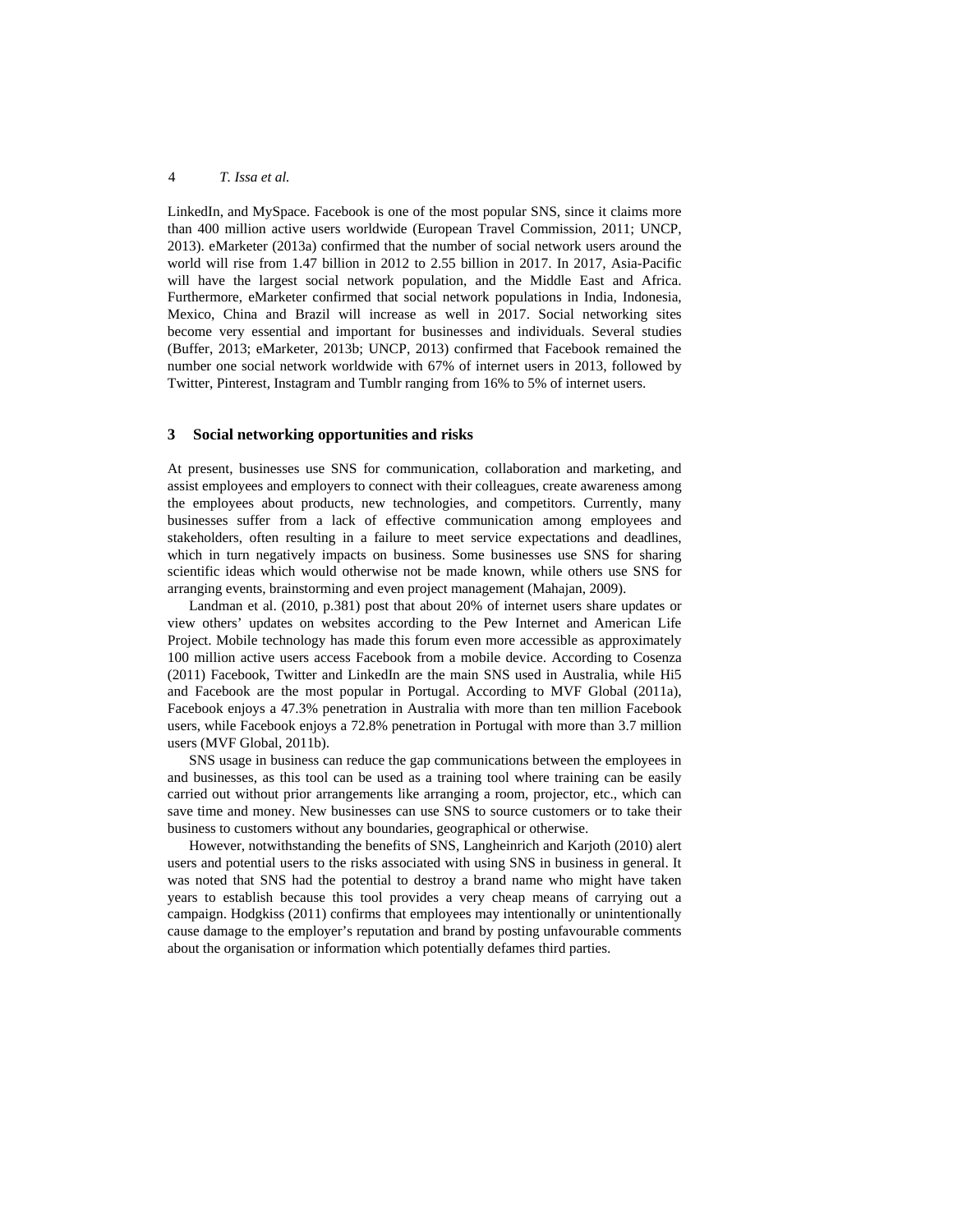LinkedIn, and MySpace. Facebook is one of the most popular SNS, since it claims more than 400 million active users worldwide (European Travel Commission, 2011; UNCP, 2013). eMarketer (2013a) confirmed that the number of social network users around the world will rise from 1.47 billion in 2012 to 2.55 billion in 2017. In 2017, Asia-Pacific will have the largest social network population, and the Middle East and Africa. Furthermore, eMarketer confirmed that social network populations in India, Indonesia, Mexico, China and Brazil will increase as well in 2017. Social networking sites become very essential and important for businesses and individuals. Several studies (Buffer, 2013; eMarketer, 2013b; UNCP, 2013) confirmed that Facebook remained the number one social network worldwide with 67% of internet users in 2013, followed by Twitter, Pinterest, Instagram and Tumblr ranging from 16% to 5% of internet users.

## 3 Social networking opportunities and risks

At present, businesses use SNS for communication, collaboration and marketing, and assist employees and employers to connect with their colleagues, create awareness among the employees about products, new technologies, and competitors. Currently, many businesses suffer from a lack of effective communication among employees and stakeholders, often resulting in a failure to meet service expectations and deadlines, which in turn negatively impacts on business. Some businesses use SNS for sharing scientific ideas which would otherwise not be made known, while others use SNS for arranging events, brainstorming and even project management (Mahajan, 2009).

Landman et al. (2010, p.381) post that about 20% of internet users share updates or view others' updates on websites according to the Pew Internet and American Life Project. Mobile technology has made this forum even more accessible as approximately 100 million active users access Facebook from a mobile device. According to Cosenza (2011) Facebook, Twitter and LinkedIn are the main SNS used in Australia, while Hi5 and Facebook are the most popular in Portugal. According to MVF Global (2011a), Facebook enjoys a 47.3% penetration in Australia with more than ten million Facebook users, while Facebook enjoys a 72.8% penetration in Portugal with more than 3.7 million users (MVF Global, 2011b).

SNS usage in business can reduce the gap communications between the employees in and businesses, as this tool can be used as a training tool where training can be easily carried out without prior arrangements like arranging a room, projector, etc., which can save time and money. New businesses can use SNS to source customers or to take their business to customers without any boundaries, geographical or otherwise.

However, notwithstanding the benefits of SNS, Langheinrich and Karjoth (2010) alert users and potential users to the risks associated with using SNS in business in general. It was noted that SNS had the potential to destroy a brand name who might have taken years to establish because this tool provides a very cheap means of carrying out a campaign. Hodgkiss (2011) confirms that employees may intentionally or unintentionally cause damage to the employer's reputation and brand by posting unfavourable comments about the organisation or information which potentially defames third parties.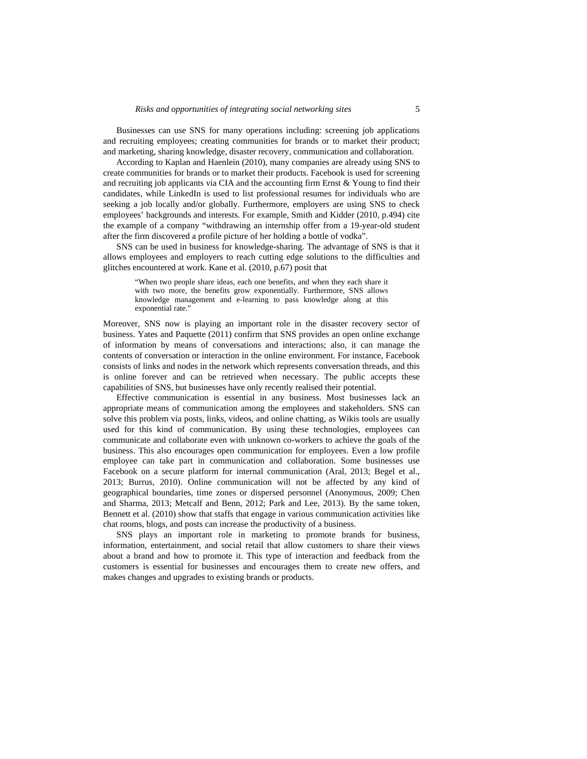Businesses can use SNS for many operations including: screening job applications and recruiting employees; creating communities for brands or to market their product; and marketing, sharing knowledge, disaster recovery, communication and collaboration.

According to Kaplan and Haenlein (2010), many companies are already using SNS to create communities for brands or to market their products. Facebook is used for screening and recruiting job applicants via CIA and the accounting firm Ernst & Young to find their candidates, while LinkedIn is used to list professional resumes for individuals who are seeking a job locally and/or globally. Furthermore, employers are using SNS to check employees' backgrounds and interests. For example, Smith and Kidder (2010, p.494) cite the example of a company "withdrawing an internship offer from a 19-year-old student after the firm discovered a profile picture of her holding a bottle of vodka".

SNS can be used in business for knowledge-sharing. The advantage of SNS is that it allows employees and employers to reach cutting edge solutions to the difficulties and glitches encountered at work. Kane et al. (2010, p.67) posit that

> "When two people share ideas, each one benefits, and when they each share it with two more, the benefits grow exponentially. Furthermore, SNS allows knowledge management and e-learning to pass knowledge along at this exponential rate."

Moreover, SNS now is playing an important role in the disaster recovery sector of business. Yates and Paquette (2011) confirm that SNS provides an open online exchange of information by means of conversations and interactions; also, it can manage the contents of conversation or interaction in the online environment. For instance, Facebook consists of links and nodes in the network which represents conversation threads, and this is online forever and can be retrieved when necessary. The public accepts these capabilities of SNS, but businesses have only recently realised their potential.

Effective communication is essential in any business. Most businesses lack an appropriate means of communication among the employees and stakeholders. SNS can solve this problem via posts, links, videos, and online chatting, as Wikis tools are usually used for this kind of communication. By using these technologies, employees can communicate and collaborate even with unknown co-workers to achieve the goals of the business. This also encourages open communication for employees. Even a low profile employee can take part in communication and collaboration. Some businesses use Facebook on a secure platform for internal communication (Aral, 2013; Begel et al., 2013; Burrus, 2010). Online communication will not be affected by any kind of geographical boundaries, time zones or dispersed personnel (Anonymous, 2009; Chen and Sharma, 2013; Metcalf and Benn, 2012; Park and Lee, 2013). By the same token, Bennett et al. (2010) show that staffs that engage in various communication activities like chat rooms, blogs, and posts can increase the productivity of a business.

SNS plays an important role in marketing to promote brands for business, information, entertainment, and social retail that allow customers to share their views about a brand and how to promote it. This type of interaction and feedback from the customers is essential for businesses and encourages them to create new offers, and makes changes and upgrades to existing brands or products.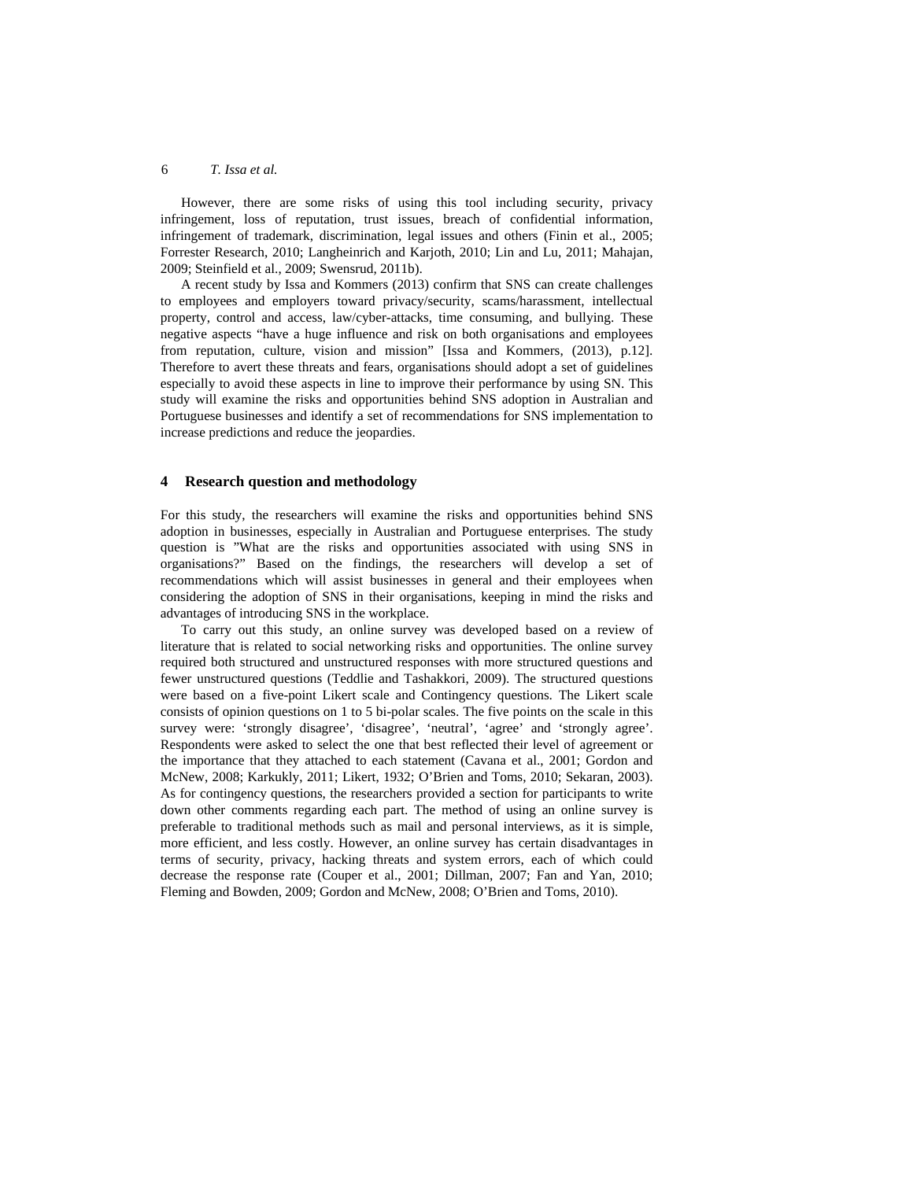However, there are some risks of using this tool including security, privacy infringement, loss of reputation, trust issues, breach of confidential information, infringement of trademark, discrimination, legal issues and others (Finin et al., 2005; Forrester Research, 2010; Langheinrich and Karjoth, 2010; Lin and Lu, 2011; Mahajan, 2009; Steinfield et al., 2009; Swensrud, 2011b).

A recent study by Issa and Kommers (2013) confirm that SNS can create challenges to employees and employers toward privacy/security, scams/harassment, intellectual property, control and access, law/cyber-attacks, time consuming, and bullying. These negative aspects "have a huge influence and risk on both organisations and employees from reputation, culture, vision and mission" [Issa and Kommers, (2013), p.12]. Therefore to avert these threats and fears, organisations should adopt a set of guidelines especially to avoid these aspects in line to improve their performance by using SN. This study will examine the risks and opportunities behind SNS adoption in Australian and Portuguese businesses and identify a set of recommendations for SNS implementation to increase predictions and reduce the jeopardies.

## 4 Research question and methodology

For this study, the researchers will examine the risks and opportunities behind SNS adoption in businesses, especially in Australian and Portuguese enterprises. The study question is "What are the risks and opportunities associated with using SNS in organisations?" Based on the findings, the researchers will develop a set of recommendations which will assist businesses in general and their employees when considering the adoption of SNS in their organisations, keeping in mind the risks and advantages of introducing SNS in the workplace.

To carry out this study, an online survey was developed based on a review of literature that is related to social networking risks and opportunities. The online survey required both structured and unstructured responses with more structured questions and fewer unstructured questions (Teddlie and Tashakkori, 2009). The structured questions were based on a five-point Likert scale and Contingency questions. The Likert scale consists of opinion questions on 1 to 5 bi-polar scales. The five points on the scale in this survey were: 'strongly disagree', 'disagree', 'neutral', 'agree' and 'strongly agree'. Respondents were asked to select the one that best reflected their level of agreement or the importance that they attached to each statement (Cavana et al., 2001; Gordon and McNew, 2008; Karkukly, 2011; Likert, 1932; O'Brien and Toms, 2010; Sekaran, 2003). As for contingency questions, the researchers provided a section for participants to write down other comments regarding each part. The method of using an online survey is preferable to traditional methods such as mail and personal interviews, as it is simple, more efficient, and less costly. However, an online survey has certain disadvantages in terms of security, privacy, hacking threats and system errors, each of which could decrease the response rate (Couper et al., 2001; Dillman, 2007; Fan and Yan, 2010; Fleming and Bowden, 2009; Gordon and McNew, 2008; O'Brien and Toms, 2010).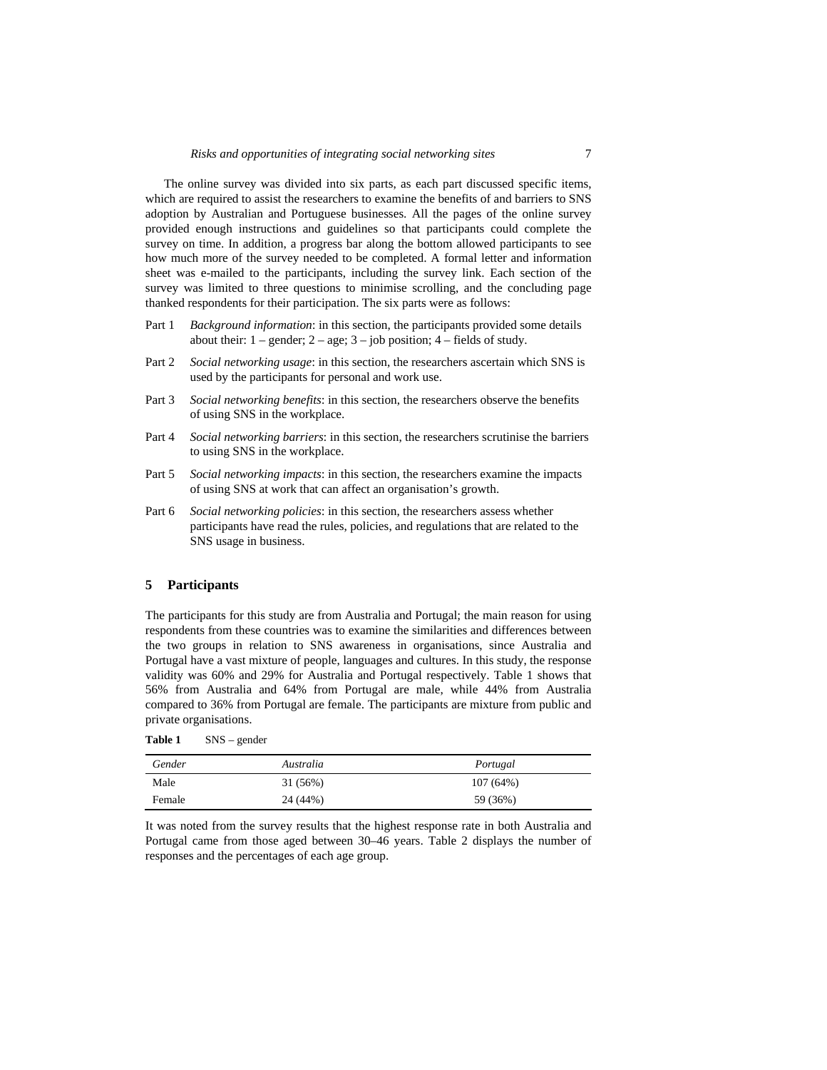The online survey was divided into six parts, as each part discussed specific items, which are required to assist the researchers to examine the benefits of and barriers to SNS adoption by Australian and Portuguese businesses. All the pages of the online survey provided enough instructions and guidelines so that participants could complete the survey on time. In addition, a progress bar along the bottom allowed participants to see how much more of the survey needed to be completed. A formal letter and information sheet was e-mailed to the participants, including the survey link. Each section of the survey was limited to three questions to minimise scrolling, and the concluding page thanked respondents for their participation. The six parts were as follows:

- Part 1 *Background information*: in this section, the participants provided some details about their: 1 – gender; 2 – age; 3 – job position; 4 – fields of study.
- Part 2 *Social networking usage*: in this section, the researchers ascertain which SNS is used by the participants for personal and work use.
- Part 3 *Social networking benefits*: in this section, the researchers observe the benefits of using SNS in the workplace.
- Part 4 *Social networking barriers*: in this section, the researchers scrutinise the barriers to using SNS in the workplace.
- Part 5 *Social networking impacts*: in this section, the researchers examine the impacts of using SNS at work that can affect an organisation's growth.
- Part 6 *Social networking policies*: in this section, the researchers assess whether participants have read the rules, policies, and regulations that are related to the SNS usage in business.

## 5 Participants

The participants for this study are from Australia and Portugal; the main reason for using respondents from these countries was to examine the similarities and differences between the two groups in relation to SNS awareness in organisations, since Australia and Portugal have a vast mixture of people, languages and cultures. In this study, the response validity was 60% and 29% for Australia and Portugal respectively. Table 1 shows that 56% from Australia and 64% from Portugal are male, while 44% from Australia compared to 36% from Portugal are female. The participants are mixture from public and private organisations.

**Table 1** SNS – gender

| *Gender* | *Australia* | *Portugal* |
|---|---|---|
| Male | 31 (56%) | 107 (64%) |
| Female | 24 (44%) | 59 (36%) |

It was noted from the survey results that the highest response rate in both Australia and Portugal came from those aged between 30–46 years. Table 2 displays the number of responses and the percentages of each age group.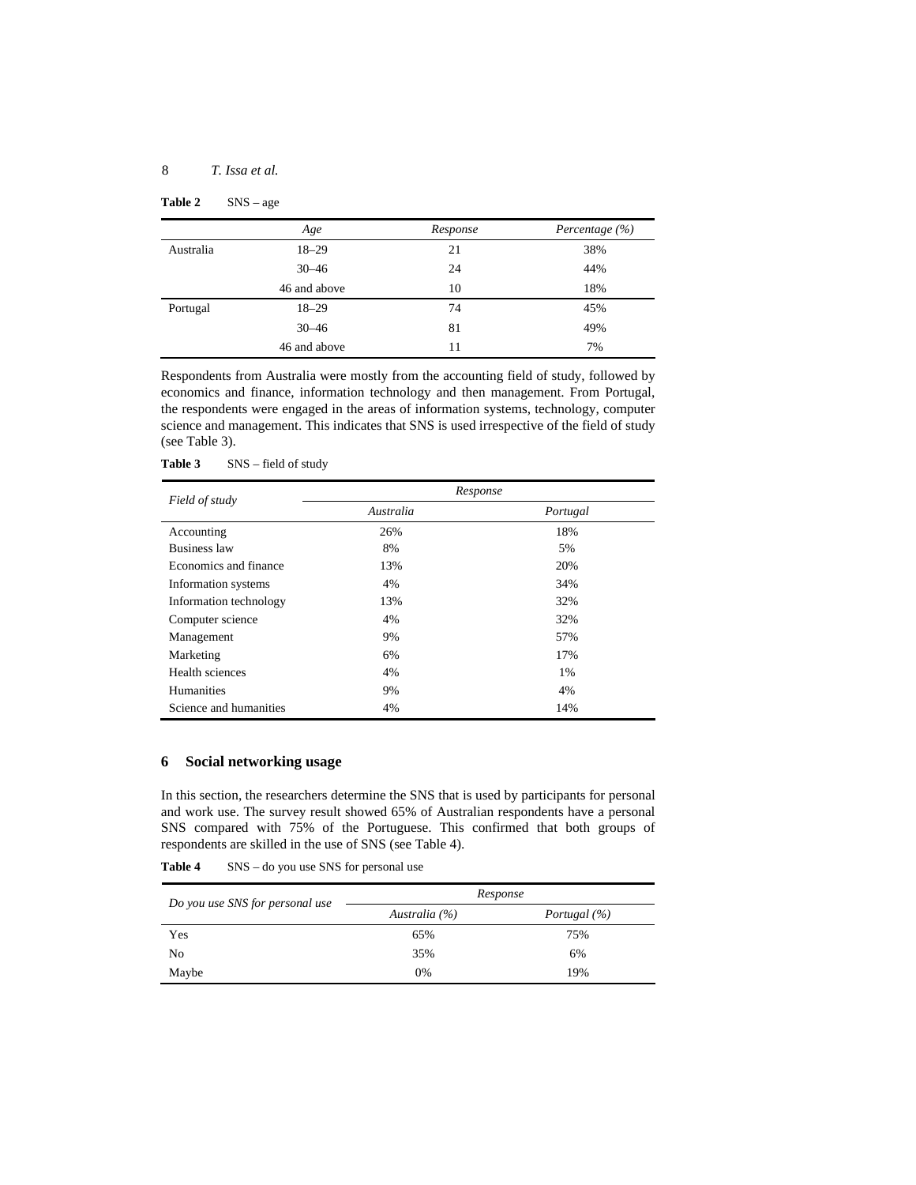**Table 2** SNS – age

| | *Age* | *Response* | *Percentage (%)* |
|---|---|---|---|
| Australia | 18–29 | 21 | 38% |
| | 30–46 | 24 | 44% |
| | 46 and above | 10 | 18% |
| Portugal | 18–29 | 74 | 45% |
| | 30–46 | 81 | 49% |
| | 46 and above | 11 | 7% |

Respondents from Australia were mostly from the accounting field of study, followed by economics and finance, information technology and then management. From Portugal, the respondents were engaged in the areas of information systems, technology, computer science and management. This indicates that SNS is used irrespective of the field of study (see Table 3).

**Table 3** SNS – field of study

| *Field of study* | *Response* | |
|---|---|---|
| | *Australia* | *Portugal* |
| Accounting | 26% | 18% |
| Business law | 8% | 5% |
| Economics and finance | 13% | 20% |
| Information systems | 4% | 34% |
| Information technology | 13% | 32% |
| Computer science | 4% | 32% |
| Management | 9% | 57% |
| Marketing | 6% | 17% |
| Health sciences | 4% | 1% |
| Humanities | 9% | 4% |
| Science and humanities | 4% | 14% |

## 6 Social networking usage

In this section, the researchers determine the SNS that is used by participants for personal and work use. The survey result showed 65% of Australian respondents have a personal SNS compared with 75% of the Portuguese. This confirmed that both groups of respondents are skilled in the use of SNS (see Table 4).

**Table 4** SNS – do you use SNS for personal use

| *Do you use SNS for personal use* | *Response* | |
|---|---|---|
| | *Australia (%)* | *Portugal (%)* |
| Yes | 65% | 75% |
| No | 35% | 6% |
| Maybe | 0% | 19% |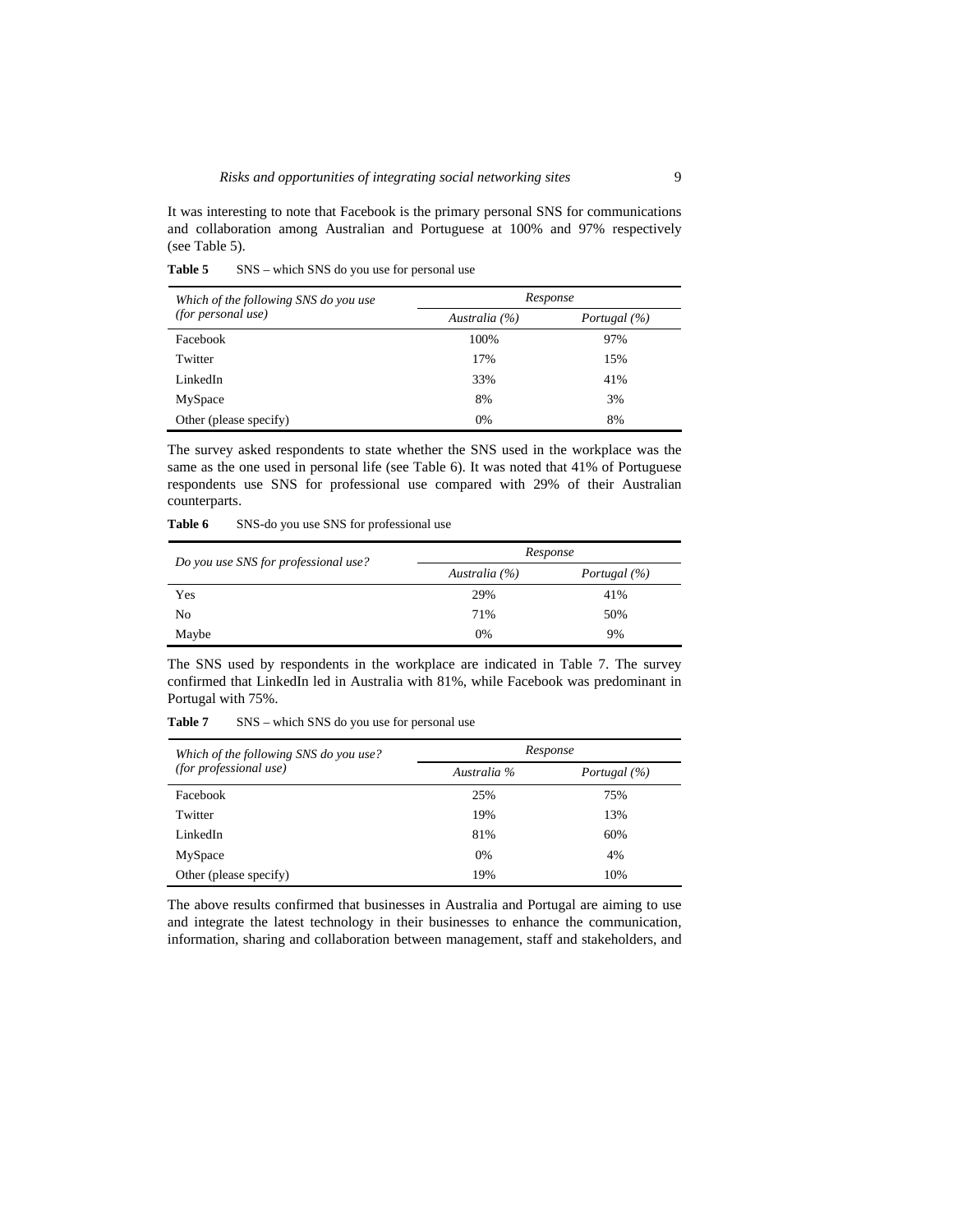It was interesting to note that Facebook is the primary personal SNS for communications and collaboration among Australian and Portuguese at 100% and 97% respectively (see Table 5).

**Table 5** SNS – which SNS do you use for personal use

| *Which of the following SNS do you use (for personal use)* | *Response* | |
|---|---|---|
| | *Australia (%)* | *Portugal (%)* |
| Facebook | 100% | 97% |
| Twitter | 17% | 15% |
| LinkedIn | 33% | 41% |
| MySpace | 8% | 3% |
| Other (please specify) | 0% | 8% |

The survey asked respondents to state whether the SNS used in the workplace was the same as the one used in personal life (see Table 6). It was noted that 41% of Portuguese respondents use SNS for professional use compared with 29% of their Australian counterparts.

**Table 6** SNS-do you use SNS for professional use

| *Do you use SNS for professional use?* | *Response* | |
|---|---|---|
| | *Australia (%)* | *Portugal (%)* |
| Yes | 29% | 41% |
| No | 71% | 50% |
| Maybe | 0% | 9% |

The SNS used by respondents in the workplace are indicated in Table 7. The survey confirmed that LinkedIn led in Australia with 81%, while Facebook was predominant in Portugal with 75%.

**Table 7** SNS – which SNS do you use for personal use

| *Which of the following SNS do you use? (for professional use)* | *Response* | |
|---|---|---|
| | *Australia %* | *Portugal (%)* |
| Facebook | 25% | 75% |
| Twitter | 19% | 13% |
| LinkedIn | 81% | 60% |
| MySpace | 0% | 4% |
| Other (please specify) | 19% | 10% |

The above results confirmed that businesses in Australia and Portugal are aiming to use and integrate the latest technology in their businesses to enhance the communication, information, sharing and collaboration between management, staff and stakeholders, and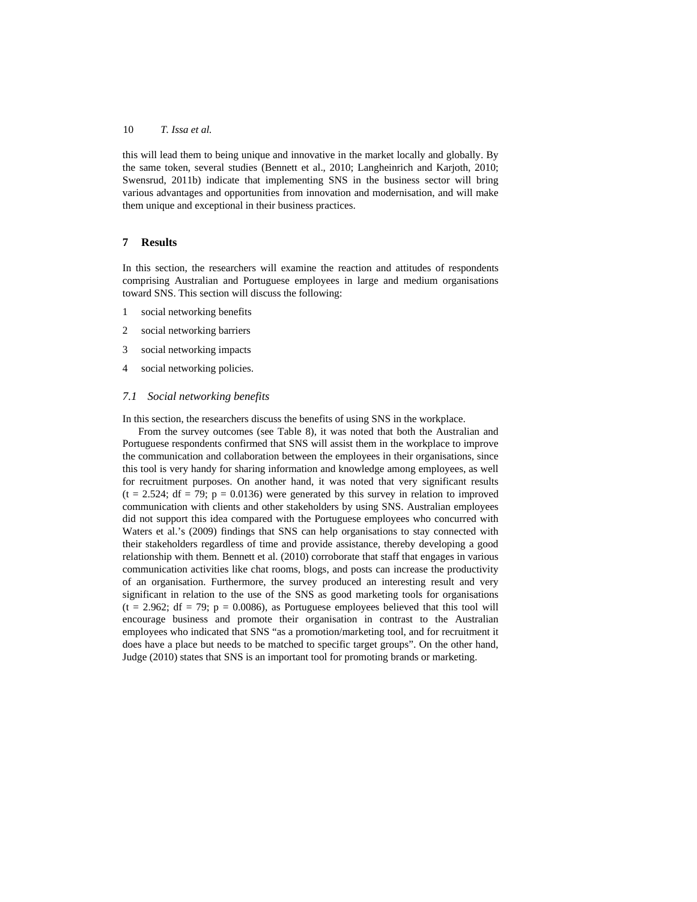this will lead them to being unique and innovative in the market locally and globally. By the same token, several studies (Bennett et al., 2010; Langheinrich and Karjoth, 2010; Swensrud, 2011b) indicate that implementing SNS in the business sector will bring various advantages and opportunities from innovation and modernisation, and will make them unique and exceptional in their business practices.

## 7 Results

In this section, the researchers will examine the reaction and attitudes of respondents comprising Australian and Portuguese employees in large and medium organisations toward SNS. This section will discuss the following:

1. social networking benefits
2. social networking barriers
3. social networking impacts
4. social networking policies.

### *7.1 Social networking benefits*

In this section, the researchers discuss the benefits of using SNS in the workplace.

From the survey outcomes (see Table 8), it was noted that both the Australian and Portuguese respondents confirmed that SNS will assist them in the workplace to improve the communication and collaboration between the employees in their organisations, since this tool is very handy for sharing information and knowledge among employees, as well for recruitment purposes. On another hand, it was noted that very significant results ($t = 2.524$; $df = 79$; $p = 0.0136$) were generated by this survey in relation to improved communication with clients and other stakeholders by using SNS. Australian employees did not support this idea compared with the Portuguese employees who concurred with Waters et al.'s (2009) findings that SNS can help organisations to stay connected with their stakeholders regardless of time and provide assistance, thereby developing a good relationship with them. Bennett et al. (2010) corroborate that staff that engages in various communication activities like chat rooms, blogs, and posts can increase the productivity of an organisation. Furthermore, the survey produced an interesting result and very significant in relation to the use of the SNS as good marketing tools for organisations ($t = 2.962$; $df = 79$; $p = 0.0086$), as Portuguese employees believed that this tool will encourage business and promote their organisation in contrast to the Australian employees who indicated that SNS "as a promotion/marketing tool, and for recruitment it does have a place but needs to be matched to specific target groups". On the other hand, Judge (2010) states that SNS is an important tool for promoting brands or marketing.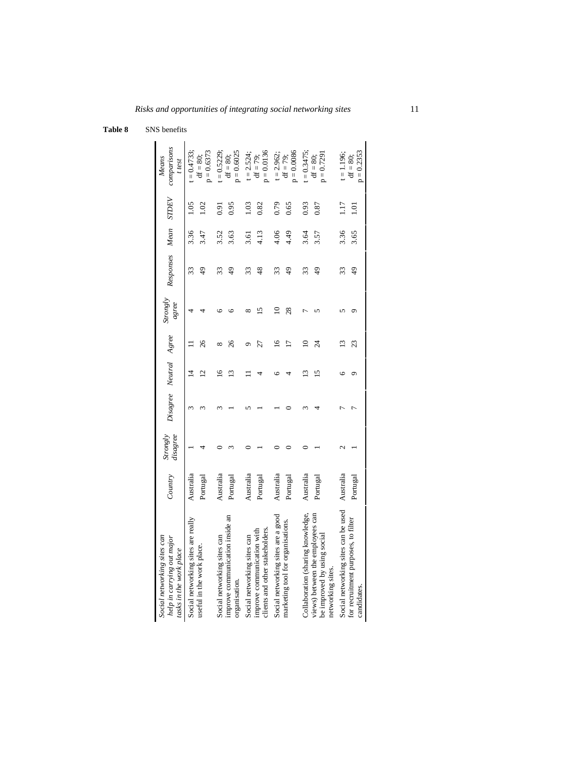**Table 8** SNS benefits

| *Social networking sites can help in carrying out major tasks in the work place* | *Country* | *Strongly disagree* | *Disagree* | *Neutral* | *Agree* | *Strongly agree* | *Responses* | *Mean* | *STDEV* | *Means comparisons t test* |
|---|---|---|---|---|---|---|---|---|---|---|
| Social networking sites are really useful in the work place. | Australia | 1 | 3 | 14 | 11 | 4 | 33 | 3.36 | 1.05 | t = 0.4733; df = 80; p = 0.6373 |
| | Portugal | 4 | 3 | 12 | 26 | 4 | 49 | 3.47 | 1.02 | |
| Social networking sites can improve communication inside an organisation. | Australia | 0 | 3 | 16 | 8 | 6 | 33 | 3.52 | 0.91 | t = 0.5229; df = 80; p = 0.6025 |
| | Portugal | 3 | 1 | 13 | 26 | 6 | 49 | 3.63 | 0.95 | |
| Social networking sites can improve communication with clients and other stakeholders. | Australia | 0 | 5 | 11 | 9 | 8 | 33 | 3.61 | 1.03 | t = 2.524; df = 79; p = 0.0136 |
| | Portugal | 1 | 1 | 4 | 27 | 15 | 48 | 4.13 | 0.82 | |
| Social networking sites are a good marketing tool for organisations. | Australia | 0 | 1 | 6 | 16 | 10 | 33 | 4.06 | 0.79 | t = 2.962; df = 79; p = 0.0086 |
| | Portugal | 0 | 0 | 4 | 17 | 28 | 49 | 4.49 | 0.65 | |
| Collaboration (sharing knowledge, views) between the employees can be improved by using social networking sites. | Australia | 0 | 3 | 13 | 10 | 7 | 33 | 3.64 | 0.93 | t = 0.3475; df = 80; p = 0.7291 |
| | Portugal | 1 | 4 | 15 | 24 | 5 | 49 | 3.57 | 0.87 | |
| Social networking sites can be used for recruitment purposes, to filter candidates. | Australia | 2 | 7 | 6 | 13 | 5 | 33 | 3.36 | 1.17 | t = 1.196; df = 80; p = 0.2353 |
| | Portugal | 1 | 7 | 9 | 23 | 9 | 49 | 3.65 | 1.01 | |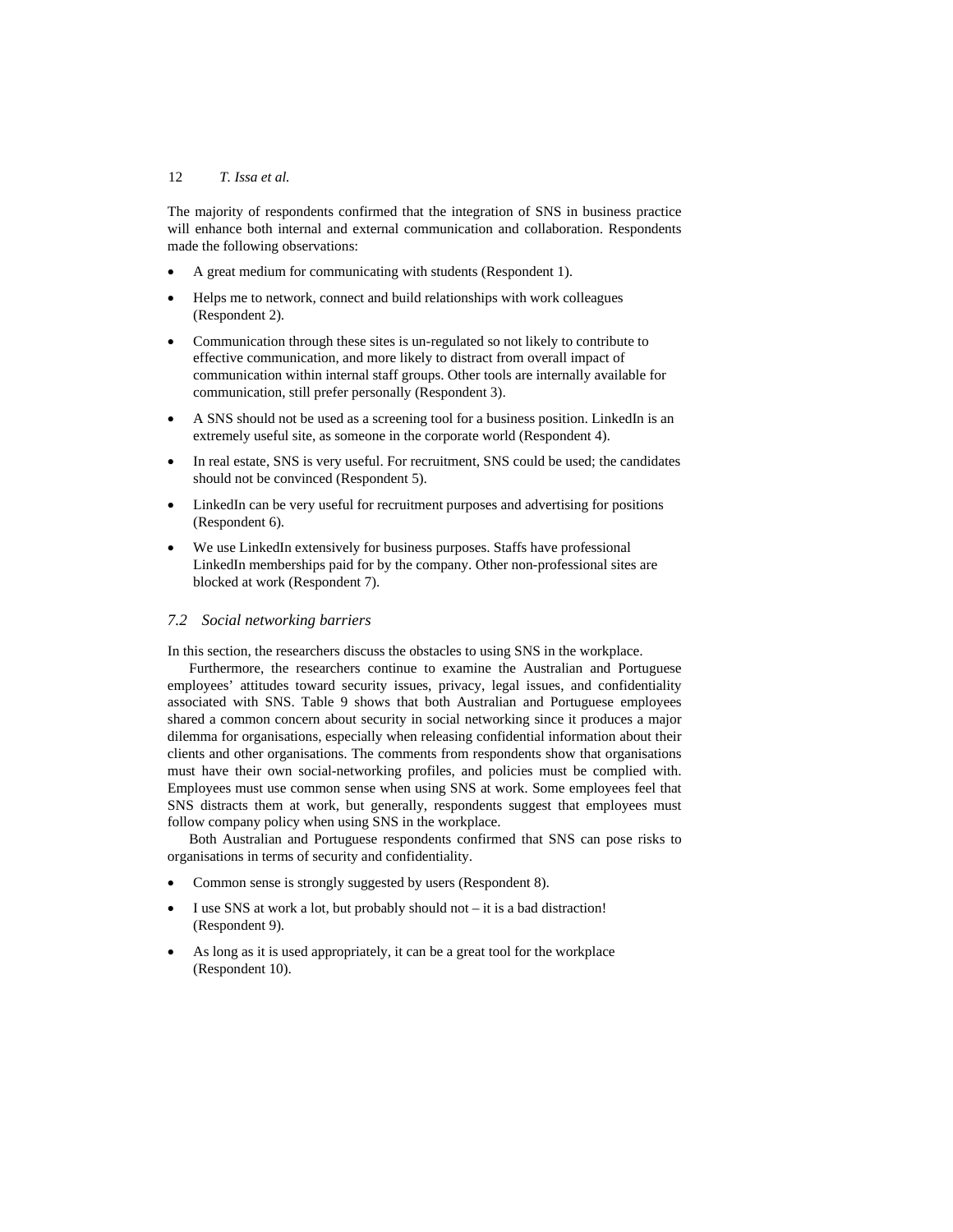The majority of respondents confirmed that the integration of SNS in business practice will enhance both internal and external communication and collaboration. Respondents made the following observations:

- A great medium for communicating with students (Respondent 1).
- Helps me to network, connect and build relationships with work colleagues (Respondent 2).
- Communication through these sites is un-regulated so not likely to contribute to effective communication, and more likely to distract from overall impact of communication within internal staff groups. Other tools are internally available for communication, still prefer personally (Respondent 3).
- A SNS should not be used as a screening tool for a business position. LinkedIn is an extremely useful site, as someone in the corporate world (Respondent 4).
- In real estate, SNS is very useful. For recruitment, SNS could be used; the candidates should not be convinced (Respondent 5).
- LinkedIn can be very useful for recruitment purposes and advertising for positions (Respondent 6).
- We use LinkedIn extensively for business purposes. Staffs have professional LinkedIn memberships paid for by the company. Other non-professional sites are blocked at work (Respondent 7).

### *7.2 Social networking barriers*

In this section, the researchers discuss the obstacles to using SNS in the workplace.

Furthermore, the researchers continue to examine the Australian and Portuguese employees' attitudes toward security issues, privacy, legal issues, and confidentiality associated with SNS. Table 9 shows that both Australian and Portuguese employees shared a common concern about security in social networking since it produces a major dilemma for organisations, especially when releasing confidential information about their clients and other organisations. The comments from respondents show that organisations must have their own social-networking profiles, and policies must be complied with. Employees must use common sense when using SNS at work. Some employees feel that SNS distracts them at work, but generally, respondents suggest that employees must follow company policy when using SNS in the workplace.

Both Australian and Portuguese respondents confirmed that SNS can pose risks to organisations in terms of security and confidentiality.

- Common sense is strongly suggested by users (Respondent 8).
- I use SNS at work a lot, but probably should not – it is a bad distraction! (Respondent 9).
- As long as it is used appropriately, it can be a great tool for the workplace (Respondent 10).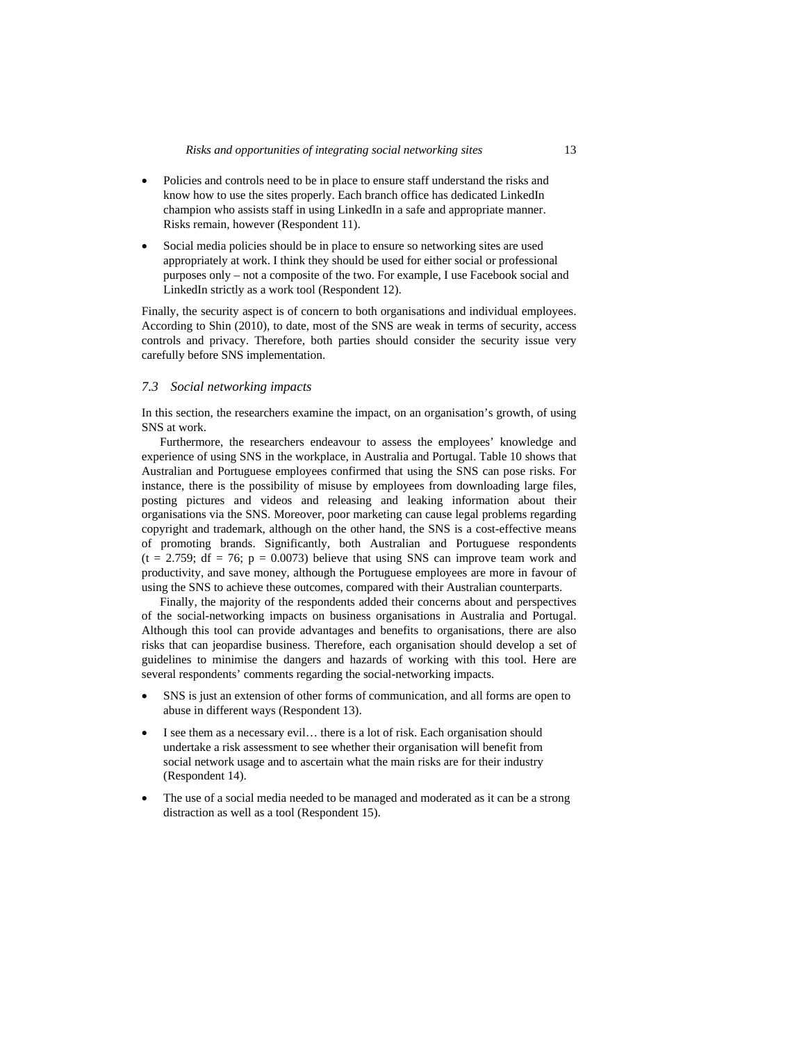- Policies and controls need to be in place to ensure staff understand the risks and know how to use the sites properly. Each branch office has dedicated LinkedIn champion who assists staff in using LinkedIn in a safe and appropriate manner. Risks remain, however (Respondent 11).
- Social media policies should be in place to ensure so networking sites are used appropriately at work. I think they should be used for either social or professional purposes only – not a composite of the two. For example, I use Facebook social and LinkedIn strictly as a work tool (Respondent 12).

Finally, the security aspect is of concern to both organisations and individual employees. According to Shin (2010), to date, most of the SNS are weak in terms of security, access controls and privacy. Therefore, both parties should consider the security issue very carefully before SNS implementation.

### *7.3 Social networking impacts*

In this section, the researchers examine the impact, on an organisation's growth, of using SNS at work.

Furthermore, the researchers endeavour to assess the employees' knowledge and experience of using SNS in the workplace, in Australia and Portugal. Table 10 shows that Australian and Portuguese employees confirmed that using the SNS can pose risks. For instance, there is the possibility of misuse by employees from downloading large files, posting pictures and videos and releasing and leaking information about their organisations via the SNS. Moreover, poor marketing can cause legal problems regarding copyright and trademark, although on the other hand, the SNS is a cost-effective means of promoting brands. Significantly, both Australian and Portuguese respondents ($t = 2.759$; $df = 76$; $p = 0.0073$) believe that using SNS can improve team work and productivity, and save money, although the Portuguese employees are more in favour of using the SNS to achieve these outcomes, compared with their Australian counterparts.

Finally, the majority of the respondents added their concerns about and perspectives of the social-networking impacts on business organisations in Australia and Portugal. Although this tool can provide advantages and benefits to organisations, there are also risks that can jeopardise business. Therefore, each organisation should develop a set of guidelines to minimise the dangers and hazards of working with this tool. Here are several respondents' comments regarding the social-networking impacts.

- SNS is just an extension of other forms of communication, and all forms are open to abuse in different ways (Respondent 13).
- I see them as a necessary evil… there is a lot of risk. Each organisation should undertake a risk assessment to see whether their organisation will benefit from social network usage and to ascertain what the main risks are for their industry (Respondent 14).
- The use of a social media needed to be managed and moderated as it can be a strong distraction as well as a tool (Respondent 15).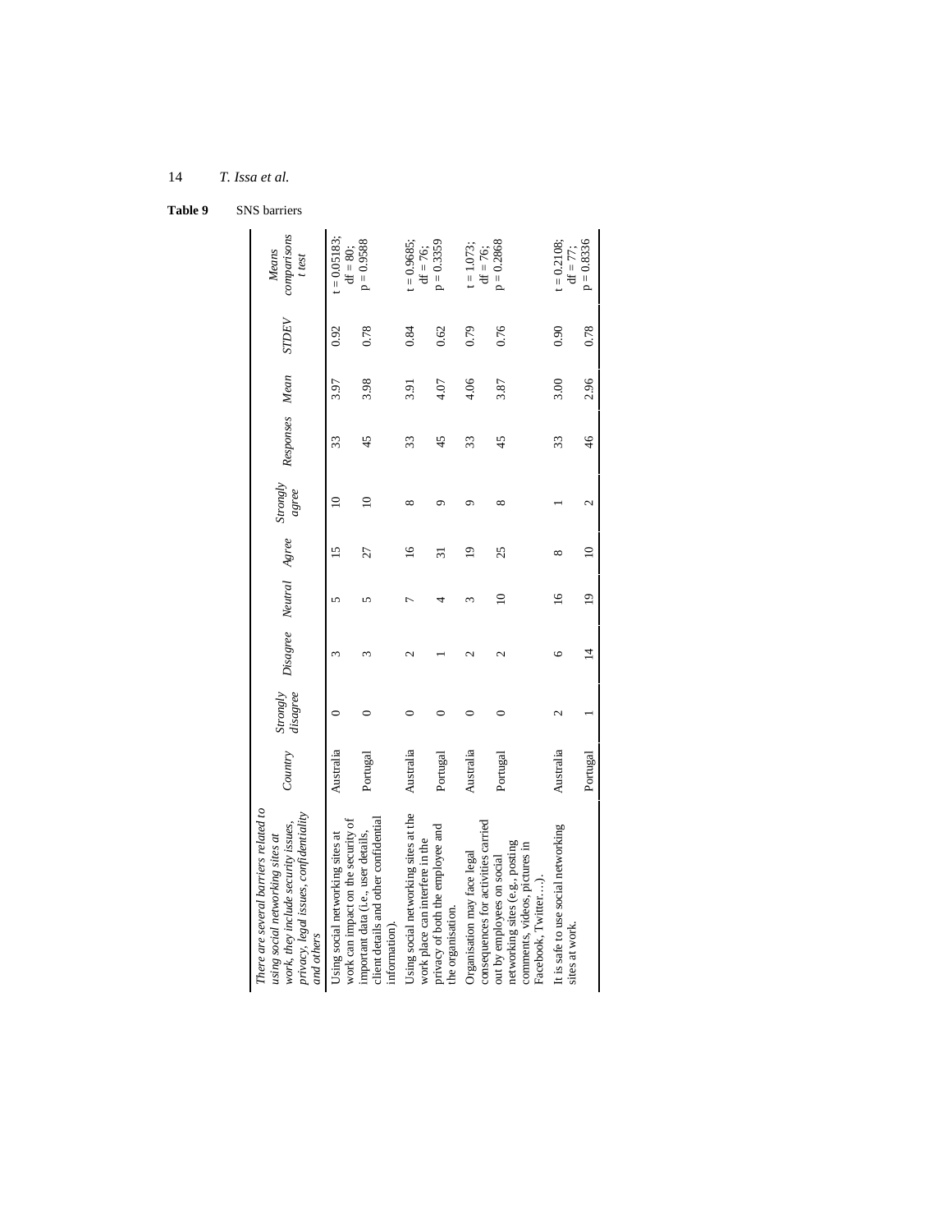**Table 9** SNS barriers

| *There are several barriers related to using social networking sites at work, they include security issues, privacy, legal issues, confidentiality and others* | *Country* | *Strongly disagree* | *Disagree* | *Neutral* | *Agree* | *Strongly agree* | *Responses* | *Mean* | *STDEV* | *Means comparisons t test* |
|---|---|---|---|---|---|---|---|---|---|---|
| Using social networking sites at work can impact on the security of important data (i.e., user details, client details and other confidential information). | Australia | 0 | 3 | 5 | 15 | 10 | 33 | 3.97 | 0.92 | t = 0.05183; df = 80; p = 0.9588 |
| | Portugal | 0 | 3 | 5 | 27 | 10 | 45 | 3.98 | 0.78 | |
| Using social networking sites at the work place can interfere in the privacy of both the employee and the organisation. | Australia | 0 | 2 | 7 | 16 | 8 | 33 | 3.91 | 0.84 | t = 0.9685; df = 76; p = 0.3359 |
| | Portugal | 0 | 1 | 4 | 31 | 9 | 45 | 4.07 | 0.62 | |
| Organisation may face legal consequences for activities carried out by employees on social networking sites (e.g., posting comments, videos, pictures in Facebook, Twitter…). | Australia | 0 | 2 | 3 | 19 | 9 | 33 | 4.06 | 0.79 | t = 1.073; df = 76; p = 0.2868 |
| | Portugal | 0 | 2 | 10 | 25 | 8 | 45 | 3.87 | 0.76 | |
| It is safe to use social networking sites at work. | Australia | 2 | 6 | 16 | 8 | 1 | 33 | 3.00 | 0.90 | t = 0.2108; df = 77; p = 0.8336 |
| | Portugal | 1 | 14 | 19 | 10 | 2 | 46 | 2.96 | 0.78 | |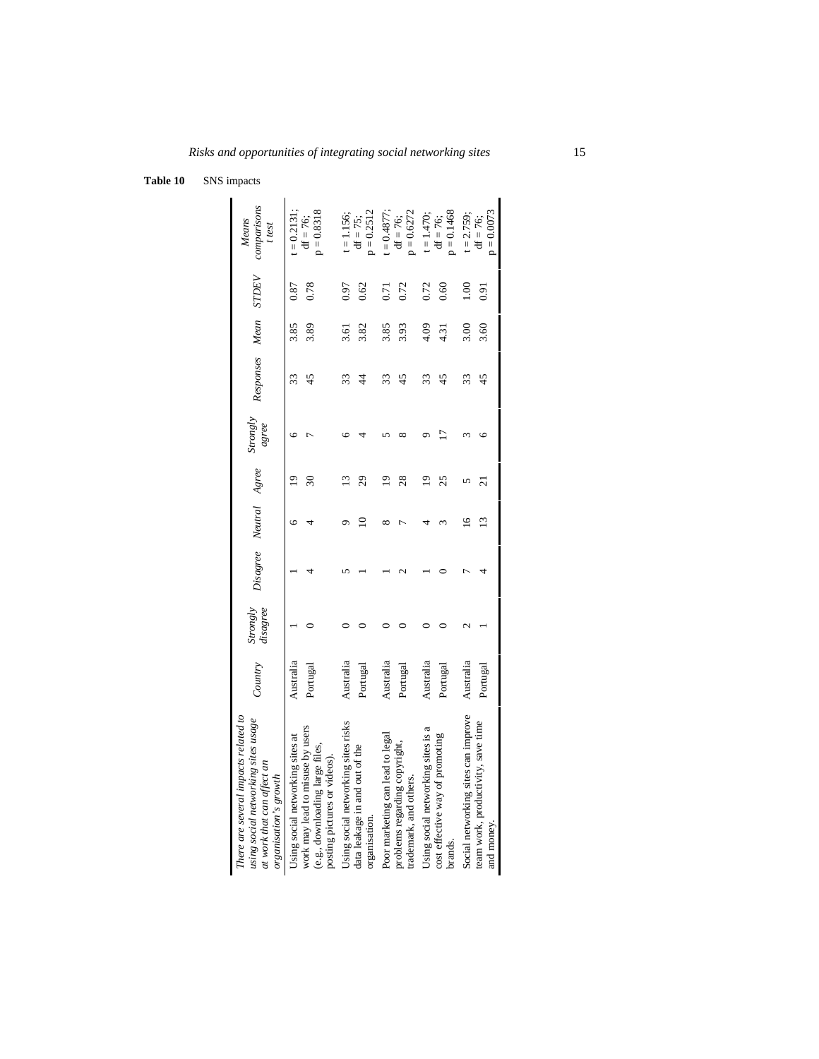**Table 10** SNS impacts

| *There are several impacts related to using social networking sites usage at work that can affect an organisation's growth* | *Country* | *Strongly disagree* | *Disagree* | *Neutral* | *Agree* | *Strongly agree* | *Responses* | *Mean* | *STDEV* | *Means comparisons t test* |
|---|---|---|---|---|---|---|---|---|---|---|
| Using social networking sites at work may lead to misuse by users (e.g., downloading large files, posting pictures or videos). | Australia | 1 | 1 | 6 | 19 | 6 | 33 | 3.85 | 0.87 | t = 0.2131; df = 76; p = 0.8318 |
| | Portugal | 0 | 4 | 4 | 30 | 7 | 45 | 3.89 | 0.78 | |
| Using social networking sites risks data leakage in and out of the organisation. | Australia | 0 | 5 | 9 | 13 | 6 | 33 | 3.61 | 0.97 | t = 1.156; df = 75; p = 0.2512 |
| | Portugal | 0 | 1 | 10 | 29 | 4 | 44 | 3.82 | 0.62 | |
| Poor marketing can lead to legal problems regarding copyright, trademark, and others. | Australia | 0 | 1 | 8 | 19 | 5 | 33 | 3.85 | 0.71 | t = 0.4877; df = 76; p = 0.6272 |
| | Portugal | 0 | 2 | 7 | 28 | 8 | 45 | 3.93 | 0.72 | |
| Using social networking sites is a cost effective way of promoting brands. | Australia | 0 | 1 | 4 | 19 | 9 | 33 | 4.09 | 0.72 | t = 1.470; df = 76; p = 0.1468 |
| | Portugal | 0 | 0 | 3 | 25 | 17 | 45 | 4.31 | 0.60 | |
| Social networking sites can improve team work, productivity, save time and money. | Australia | 2 | 7 | 16 | 5 | 3 | 33 | 3.00 | 1.00 | t = 2.759; df = 76; p = 0.0073 |
| | Portugal | 1 | 4 | 13 | 21 | 6 | 45 | 3.60 | 0.91 | |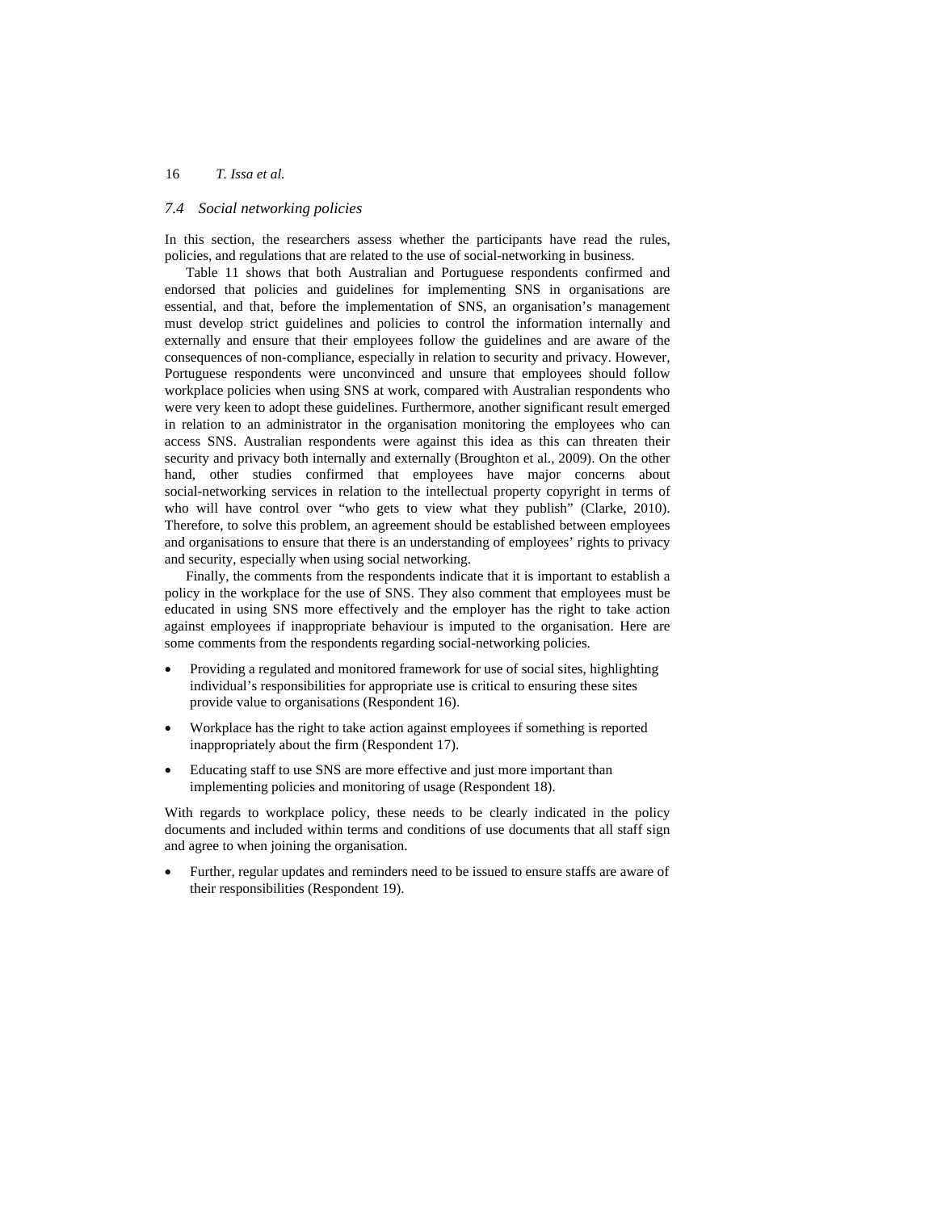### 7.4 Social networking policies

In this section, the researchers assess whether the participants have read the rules, policies, and regulations that are related to the use of social-networking in business.

Table 11 shows that both Australian and Portuguese respondents confirmed and endorsed that policies and guidelines for implementing SNS in organisations are essential, and that, before the implementation of SNS, an organisation's management must develop strict guidelines and policies to control the information internally and externally and ensure that their employees follow the guidelines and are aware of the consequences of non-compliance, especially in relation to security and privacy. However, Portuguese respondents were unconvinced and unsure that employees should follow workplace policies when using SNS at work, compared with Australian respondents who were very keen to adopt these guidelines. Furthermore, another significant result emerged in relation to an administrator in the organisation monitoring the employees who can access SNS. Australian respondents were against this idea as this can threaten their security and privacy both internally and externally (Broughton et al., 2009). On the other hand, other studies confirmed that employees have major concerns about social-networking services in relation to the intellectual property copyright in terms of who will have control over "who gets to view what they publish" (Clarke, 2010). Therefore, to solve this problem, an agreement should be established between employees and organisations to ensure that there is an understanding of employees' rights to privacy and security, especially when using social networking.

Finally, the comments from the respondents indicate that it is important to establish a policy in the workplace for the use of SNS. They also comment that employees must be educated in using SNS more effectively and the employer has the right to take action against employees if inappropriate behaviour is imputed to the organisation. Here are some comments from the respondents regarding social-networking policies.

- Providing a regulated and monitored framework for use of social sites, highlighting individual's responsibilities for appropriate use is critical to ensuring these sites provide value to organisations (Respondent 16).
- Workplace has the right to take action against employees if something is reported inappropriately about the firm (Respondent 17).
- Educating staff to use SNS are more effective and just more important than implementing policies and monitoring of usage (Respondent 18).

With regards to workplace policy, these needs to be clearly indicated in the policy documents and included within terms and conditions of use documents that all staff sign and agree to when joining the organisation.

- Further, regular updates and reminders need to be issued to ensure staffs are aware of their responsibilities (Respondent 19).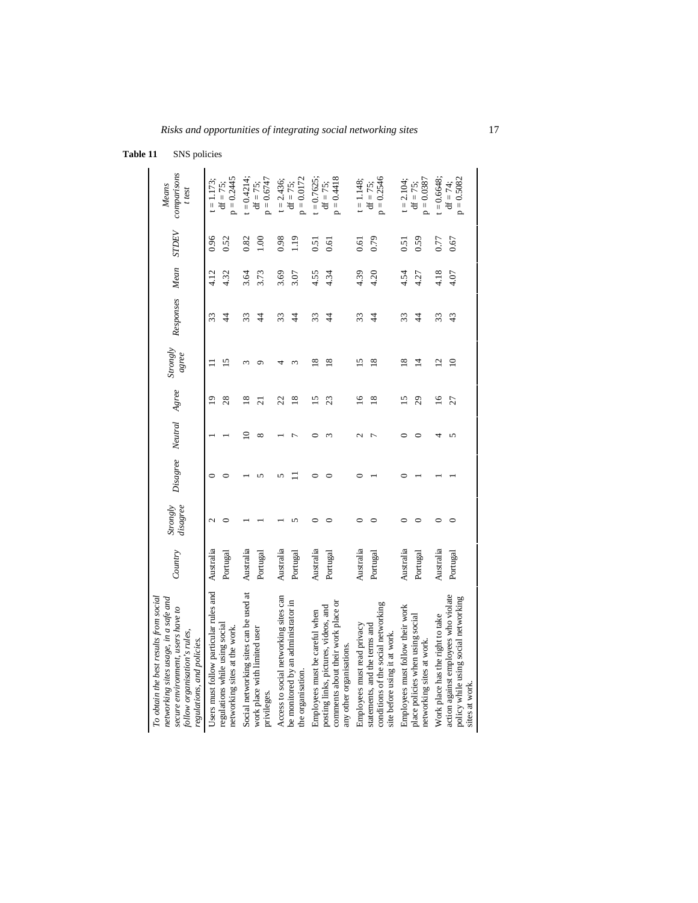**Table 11** SNS policies

| *To obtain the best results from social networking sites usage, in a safe and secure environment, users have to follow organisation's rules, regulations, and policies.* | *Country* | *Strongly disagree* | *Disagree* | *Neutral* | *Agree* | *Strongly agree* | *Responses* | *Mean* | *STDEV* | *Means comparisons t test* |
|---|---|---|---|---|---|---|---|---|---|---|
| Users must follow particular rules and regulations while using social networking sites at the work. | Australia | 2 | 0 | 1 | 19 | 11 | 33 | 4.12 | 0.96 | t = 1.173; df = 75; p = 0.2445 |
| | Portugal | 0 | 0 | 1 | 28 | 15 | 44 | 4.32 | 0.52 | |
| Social networking sites can be used at work place with limited user privileges. | Australia | 1 | 1 | 10 | 18 | 3 | 33 | 3.64 | 0.82 | t = 0.4214; df = 75; p = 0.6747 |
| | Portugal | 1 | 5 | 8 | 21 | 9 | 44 | 3.73 | 1.00 | |
| Access to social networking sites can be monitored by an administrator in the organisation. | Australia | 1 | 5 | 1 | 22 | 4 | 33 | 3.69 | 0.98 | t = 2.436; df = 75; p = 0.0172 |
| | Portugal | 5 | 11 | 7 | 18 | 3 | 44 | 3.07 | 1.19 | |
| Employees must be careful when posting links, pictures, videos, and comments about their work place or any other organisations. | Australia | 0 | 0 | 0 | 15 | 18 | 33 | 4.55 | 0.51 | t = 0.7625; df = 75; p = 0.4418 |
| | Portugal | 0 | 0 | 3 | 23 | 18 | 44 | 4.34 | 0.61 | |
| Employees must read privacy statements, and the terms and conditions of the social networking site before using it at work. | Australia | 0 | 0 | 2 | 16 | 15 | 33 | 4.39 | 0.61 | t = 1.148; df = 75; p = 0.2546 |
| | Portugal | 0 | 1 | 7 | 18 | 18 | 44 | 4.20 | 0.79 | |
| Employees must follow their work place policies when using social networking sites at work. | Australia | 0 | 0 | 0 | 15 | 18 | 33 | 4.54 | 0.51 | t = 2.104; df = 75; p = 0.0387 |
| | Portugal | 0 | 1 | 0 | 29 | 14 | 44 | 4.27 | 0.59 | |
| Work place has the right to take action against employees who violate policy while using social networking sites at work. | Australia | 0 | 1 | 4 | 16 | 12 | 33 | 4.18 | 0.77 | t = 0.6648; df = 74; p = 0.5082 |
| | Portugal | 0 | 1 | 5 | 27 | 10 | 43 | 4.07 | 0.67 | |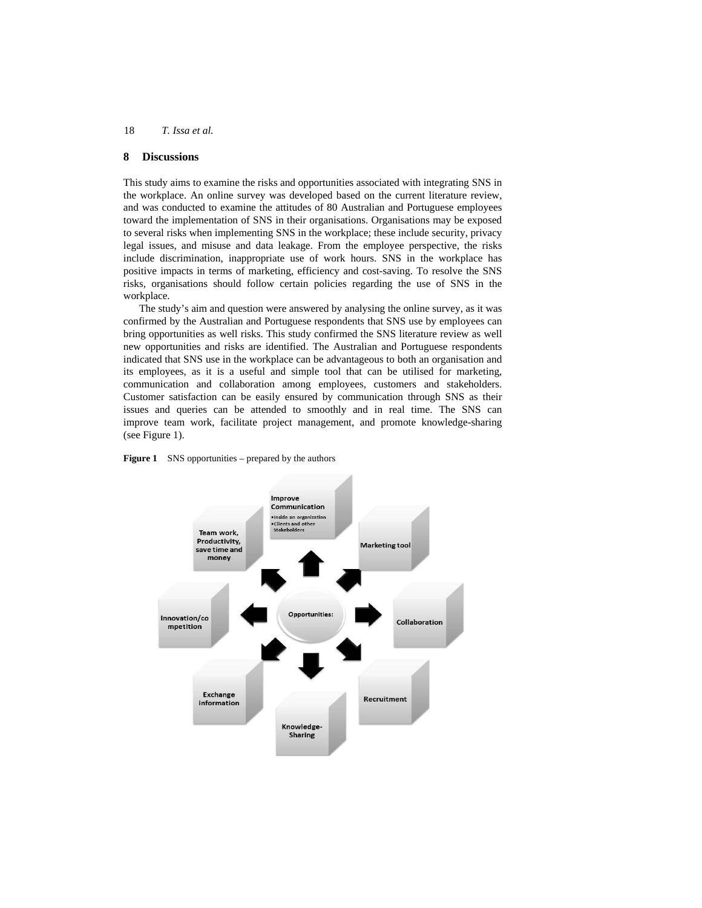## 8 Discussions

This study aims to examine the risks and opportunities associated with integrating SNS in the workplace. An online survey was developed based on the current literature review, and was conducted to examine the attitudes of 80 Australian and Portuguese employees toward the implementation of SNS in their organisations. Organisations may be exposed to several risks when implementing SNS in the workplace; these include security, privacy legal issues, and misuse and data leakage. From the employee perspective, the risks include discrimination, inappropriate use of work hours. SNS in the workplace has positive impacts in terms of marketing, efficiency and cost-saving. To resolve the SNS risks, organisations should follow certain policies regarding the use of SNS in the workplace.

The study's aim and question were answered by analysing the online survey, as it was confirmed by the Australian and Portuguese respondents that SNS use by employees can bring opportunities as well risks. This study confirmed the SNS literature review as well new opportunities and risks are identified. The Australian and Portuguese respondents indicated that SNS use in the workplace can be advantageous to both an organisation and its employees, as it is a useful and simple tool that can be utilised for marketing, communication and collaboration among employees, customers and stakeholders. Customer satisfaction can be easily ensured by communication through SNS as their issues and queries can be attended to smoothly and in real time. The SNS can improve team work, facilitate project management, and promote knowledge-sharing (see Figure 1).

**Figure 1** SNS opportunities – prepared by the authors

Opportunities:

- Improve Communication
  - Inside an organization
  - Clients and other Stakeholders
- Marketing tool
- Collaboration
- Recruitment
- Knowledge-Sharing
- Exchange information
- Innovation/competition
- Team work, Productivity, save time and money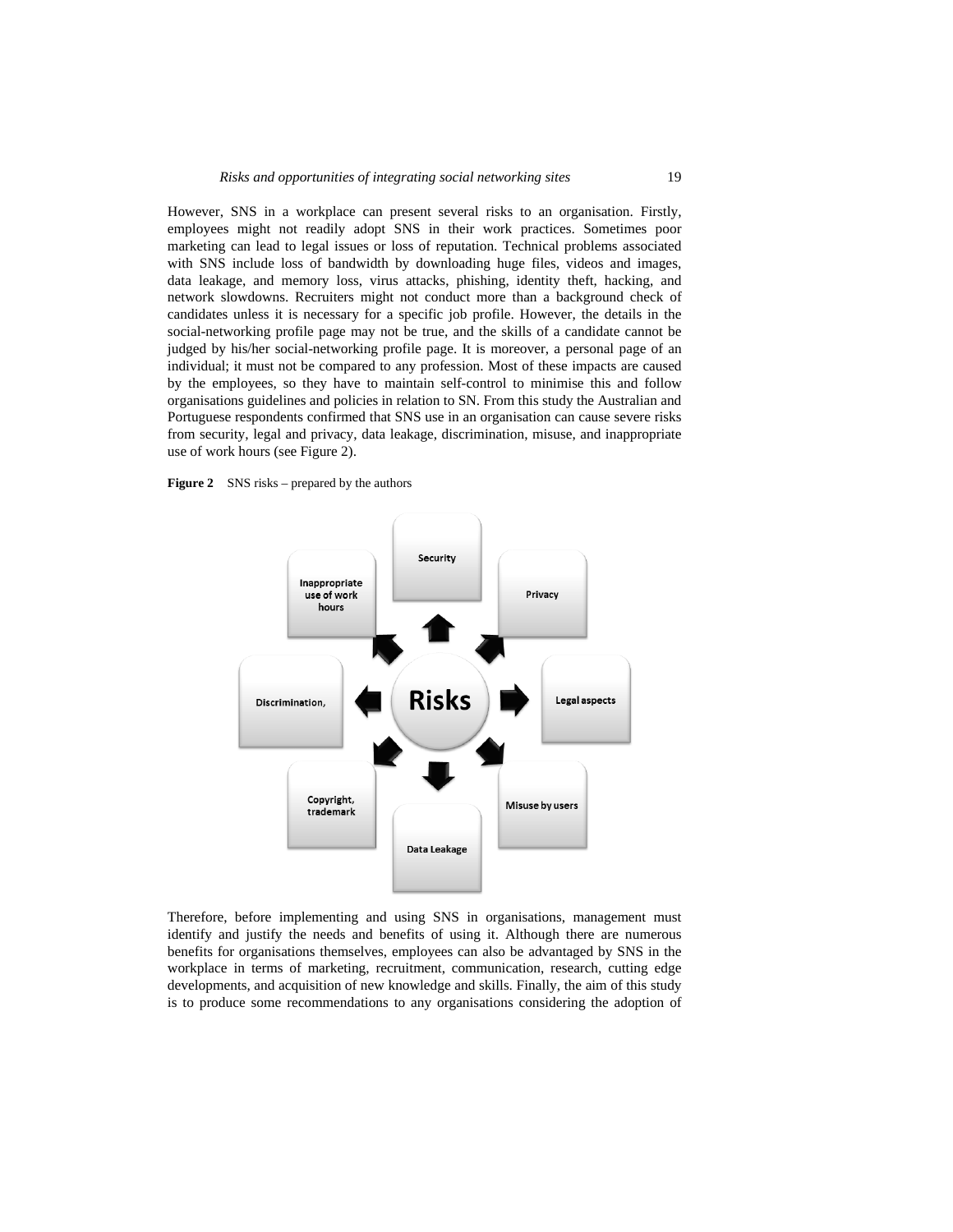However, SNS in a workplace can present several risks to an organisation. Firstly, employees might not readily adopt SNS in their work practices. Sometimes poor marketing can lead to legal issues or loss of reputation. Technical problems associated with SNS include loss of bandwidth by downloading huge files, videos and images, data leakage, and memory loss, virus attacks, phishing, identity theft, hacking, and network slowdowns. Recruiters might not conduct more than a background check of candidates unless it is necessary for a specific job profile. However, the details in the social-networking profile page may not be true, and the skills of a candidate cannot be judged by his/her social-networking profile page. It is moreover, a personal page of an individual; it must not be compared to any profession. Most of these impacts are caused by the employees, so they have to maintain self-control to minimise this and follow organisations guidelines and policies in relation to SN. From this study the Australian and Portuguese respondents confirmed that SNS use in an organisation can cause severe risks from security, legal and privacy, data leakage, discrimination, misuse, and inappropriate use of work hours (see Figure 2).

**Figure 2** SNS risks – prepared by the authors

Therefore, before implementing and using SNS in organisations, management must identify and justify the needs and benefits of using it. Although there are numerous benefits for organisations themselves, employees can also be advantaged by SNS in the workplace in terms of marketing, recruitment, communication, research, cutting edge developments, and acquisition of new knowledge and skills. Finally, the aim of this study is to produce some recommendations to any organisations considering the adoption of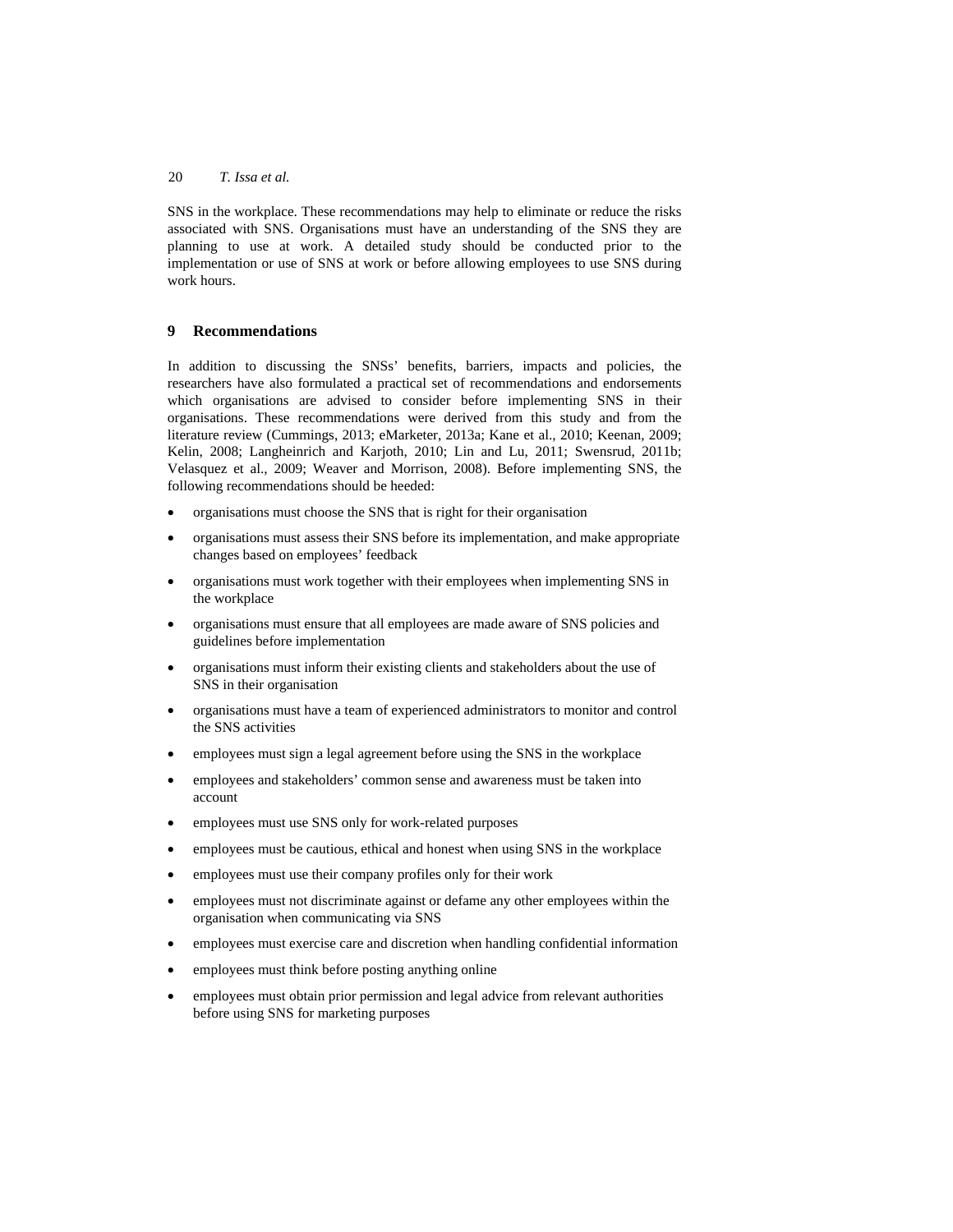SNS in the workplace. These recommendations may help to eliminate or reduce the risks associated with SNS. Organisations must have an understanding of the SNS they are planning to use at work. A detailed study should be conducted prior to the implementation or use of SNS at work or before allowing employees to use SNS during work hours.

## 9 Recommendations

In addition to discussing the SNSs' benefits, barriers, impacts and policies, the researchers have also formulated a practical set of recommendations and endorsements which organisations are advised to consider before implementing SNS in their organisations. These recommendations were derived from this study and from the literature review (Cummings, 2013; eMarketer, 2013a; Kane et al., 2010; Keenan, 2009; Kelin, 2008; Langheinrich and Karjoth, 2010; Lin and Lu, 2011; Swensrud, 2011b; Velasquez et al., 2009; Weaver and Morrison, 2008). Before implementing SNS, the following recommendations should be heeded:

- organisations must choose the SNS that is right for their organisation
- organisations must assess their SNS before its implementation, and make appropriate changes based on employees' feedback
- organisations must work together with their employees when implementing SNS in the workplace
- organisations must ensure that all employees are made aware of SNS policies and guidelines before implementation
- organisations must inform their existing clients and stakeholders about the use of SNS in their organisation
- organisations must have a team of experienced administrators to monitor and control the SNS activities
- employees must sign a legal agreement before using the SNS in the workplace
- employees and stakeholders' common sense and awareness must be taken into account
- employees must use SNS only for work-related purposes
- employees must be cautious, ethical and honest when using SNS in the workplace
- employees must use their company profiles only for their work
- employees must not discriminate against or defame any other employees within the organisation when communicating via SNS
- employees must exercise care and discretion when handling confidential information
- employees must think before posting anything online
- employees must obtain prior permission and legal advice from relevant authorities before using SNS for marketing purposes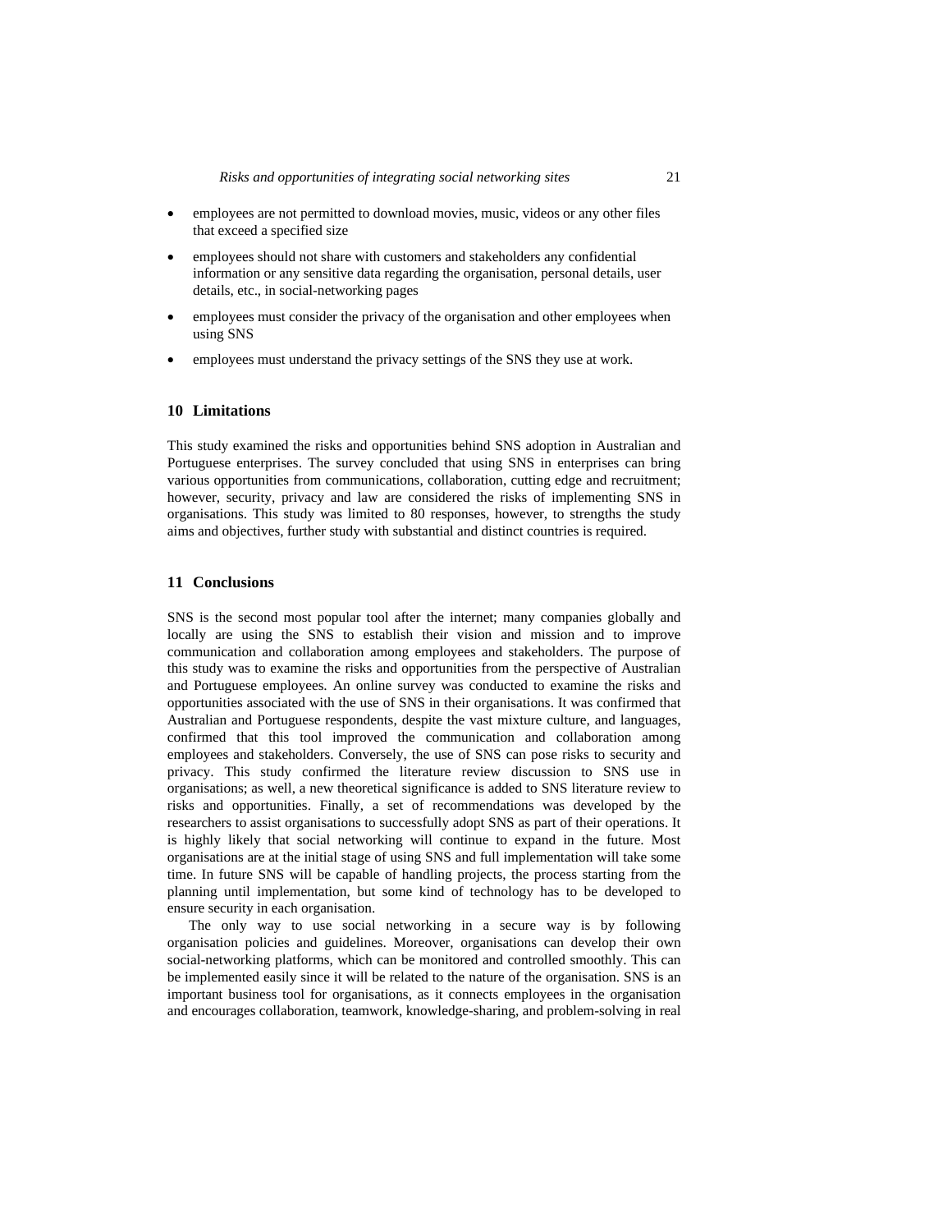- employees are not permitted to download movies, music, videos or any other files that exceed a specified size
- employees should not share with customers and stakeholders any confidential information or any sensitive data regarding the organisation, personal details, user details, etc., in social-networking pages
- employees must consider the privacy of the organisation and other employees when using SNS
- employees must understand the privacy settings of the SNS they use at work.

## 10 Limitations

This study examined the risks and opportunities behind SNS adoption in Australian and Portuguese enterprises. The survey concluded that using SNS in enterprises can bring various opportunities from communications, collaboration, cutting edge and recruitment; however, security, privacy and law are considered the risks of implementing SNS in organisations. This study was limited to 80 responses, however, to strengths the study aims and objectives, further study with substantial and distinct countries is required.

## 11 Conclusions

SNS is the second most popular tool after the internet; many companies globally and locally are using the SNS to establish their vision and mission and to improve communication and collaboration among employees and stakeholders. The purpose of this study was to examine the risks and opportunities from the perspective of Australian and Portuguese employees. An online survey was conducted to examine the risks and opportunities associated with the use of SNS in their organisations. It was confirmed that Australian and Portuguese respondents, despite the vast mixture culture, and languages, confirmed that this tool improved the communication and collaboration among employees and stakeholders. Conversely, the use of SNS can pose risks to security and privacy. This study confirmed the literature review discussion to SNS use in organisations; as well, a new theoretical significance is added to SNS literature review to risks and opportunities. Finally, a set of recommendations was developed by the researchers to assist organisations to successfully adopt SNS as part of their operations. It is highly likely that social networking will continue to expand in the future. Most organisations are at the initial stage of using SNS and full implementation will take some time. In future SNS will be capable of handling projects, the process starting from the planning until implementation, but some kind of technology has to be developed to ensure security in each organisation.

The only way to use social networking in a secure way is by following organisation policies and guidelines. Moreover, organisations can develop their own social-networking platforms, which can be monitored and controlled smoothly. This can be implemented easily since it will be related to the nature of the organisation. SNS is an important business tool for organisations, as it connects employees in the organisation and encourages collaboration, teamwork, knowledge-sharing, and problem-solving in real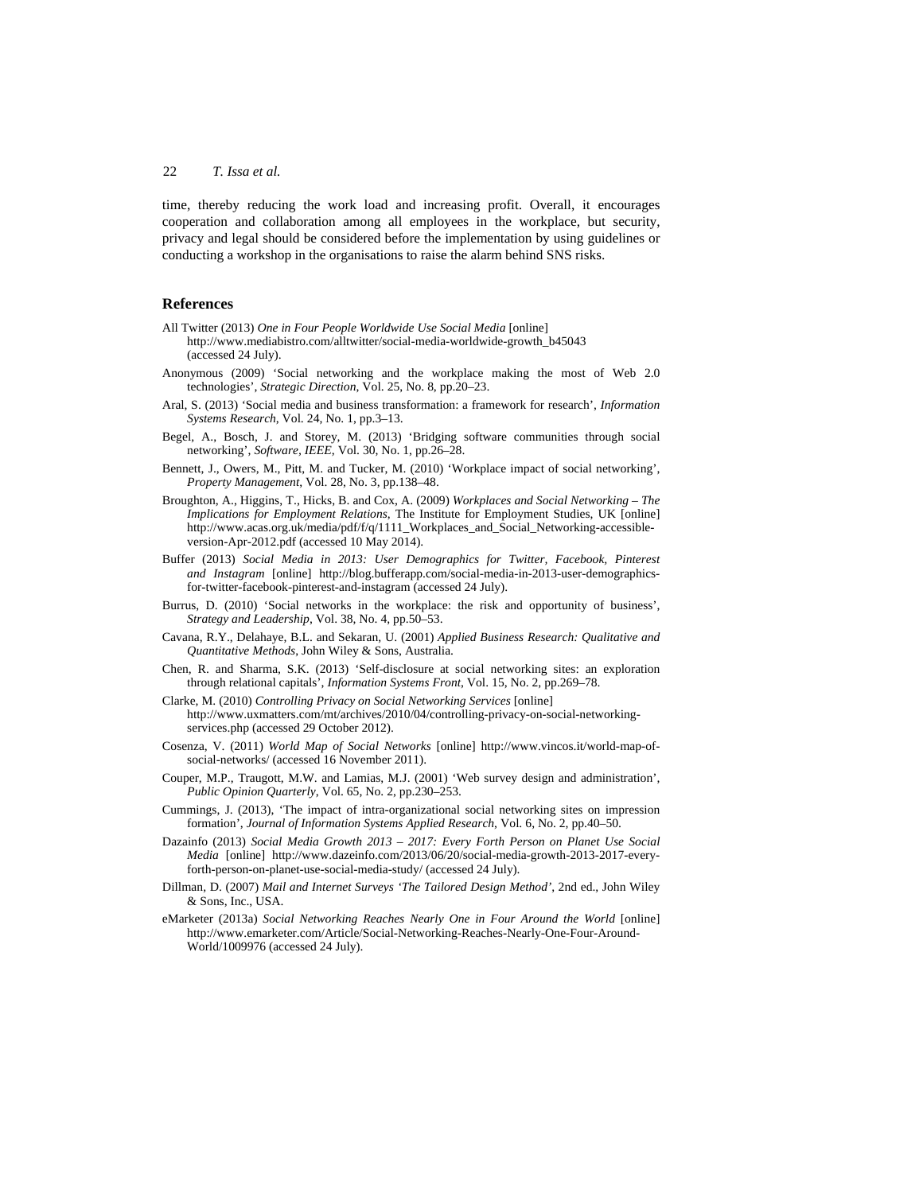time, thereby reducing the work load and increasing profit. Overall, it encourages cooperation and collaboration among all employees in the workplace, but security, privacy and legal should be considered before the implementation by using guidelines or conducting a workshop in the organisations to raise the alarm behind SNS risks.

## References

All Twitter (2013) *One in Four People Worldwide Use Social Media* [online] http://www.mediabistro.com/alltwitter/social-media-worldwide-growth_b45043 (accessed 24 July).

Anonymous (2009) 'Social networking and the workplace making the most of Web 2.0 technologies', *Strategic Direction*, Vol. 25, No. 8, pp.20–23.

Aral, S. (2013) 'Social media and business transformation: a framework for research', *Information Systems Research*, Vol. 24, No. 1, pp.3–13.

Begel, A., Bosch, J. and Storey, M. (2013) 'Bridging software communities through social networking', *Software, IEEE*, Vol. 30, No. 1, pp.26–28.

Bennett, J., Owers, M., Pitt, M. and Tucker, M. (2010) 'Workplace impact of social networking', *Property Management*, Vol. 28, No. 3, pp.138–48.

Broughton, A., Higgins, T., Hicks, B. and Cox, A. (2009) *Workplaces and Social Networking – The Implications for Employment Relations*, The Institute for Employment Studies, UK [online] http://www.acas.org.uk/media/pdf/f/q/1111_Workplaces_and_Social_Networking-accessible-version-Apr-2012.pdf (accessed 10 May 2014).

Buffer (2013) *Social Media in 2013: User Demographics for Twitter, Facebook, Pinterest and Instagram* [online] http://blog.bufferapp.com/social-media-in-2013-user-demographics-for-twitter-facebook-pinterest-and-instagram (accessed 24 July).

Burrus, D. (2010) 'Social networks in the workplace: the risk and opportunity of business', *Strategy and Leadership*, Vol. 38, No. 4, pp.50–53.

Cavana, R.Y., Delahaye, B.L. and Sekaran, U. (2001) *Applied Business Research: Qualitative and Quantitative Methods*, John Wiley & Sons, Australia.

Chen, R. and Sharma, S.K. (2013) 'Self-disclosure at social networking sites: an exploration through relational capitals', *Information Systems Front*, Vol. 15, No. 2, pp.269–78.

Clarke, M. (2010) *Controlling Privacy on Social Networking Services* [online] http://www.uxmatters.com/mt/archives/2010/04/controlling-privacy-on-social-networking-services.php (accessed 29 October 2012).

Cosenza, V. (2011) *World Map of Social Networks* [online] http://www.vincos.it/world-map-of-social-networks/ (accessed 16 November 2011).

Couper, M.P., Traugott, M.W. and Lamias, M.J. (2001) 'Web survey design and administration', *Public Opinion Quarterly*, Vol. 65, No. 2, pp.230–253.

Cummings, J. (2013), 'The impact of intra-organizational social networking sites on impression formation', *Journal of Information Systems Applied Research*, Vol. 6, No. 2, pp.40–50.

Dazainfo (2013) *Social Media Growth 2013 – 2017: Every Forth Person on Planet Use Social Media* [online] http://www.dazeinfo.com/2013/06/20/social-media-growth-2013-2017-every-forth-person-on-planet-use-social-media-study/ (accessed 24 July).

Dillman, D. (2007) *Mail and Internet Surveys 'The Tailored Design Method'*, 2nd ed., John Wiley & Sons, Inc., USA.

eMarketer (2013a) *Social Networking Reaches Nearly One in Four Around the World* [online] http://www.emarketer.com/Article/Social-Networking-Reaches-Nearly-One-Four-Around-World/1009976 (accessed 24 July).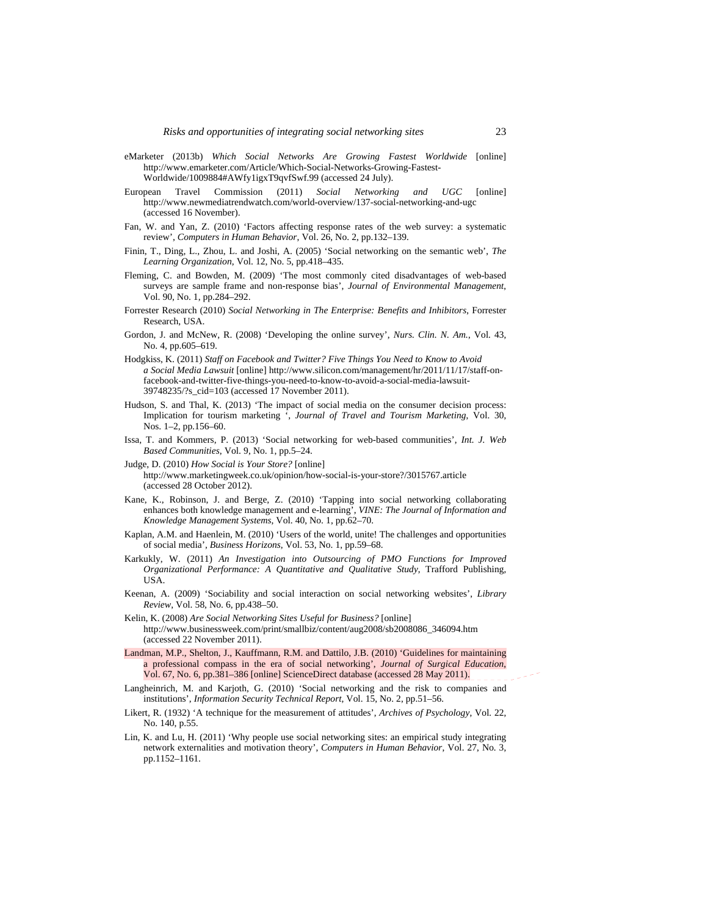eMarketer (2013b) *Which Social Networks Are Growing Fastest Worldwide* [online] http://www.emarketer.com/Article/Which-Social-Networks-Growing-Fastest-Worldwide/1009884#AWfy1igxT9qvfSwf.99 (accessed 24 July).

European Travel Commission (2011) *Social Networking and UGC* [online] http://www.newmediatrendwatch.com/world-overview/137-social-networking-and-ugc (accessed 16 November).

Fan, W. and Yan, Z. (2010) 'Factors affecting response rates of the web survey: a systematic review', *Computers in Human Behavior*, Vol. 26, No. 2, pp.132–139.

Finin, T., Ding, L., Zhou, L. and Joshi, A. (2005) 'Social networking on the semantic web', *The Learning Organization*, Vol. 12, No. 5, pp.418–435.

Fleming, C. and Bowden, M. (2009) 'The most commonly cited disadvantages of web-based surveys are sample frame and non-response bias', *Journal of Environmental Management*, Vol. 90, No. 1, pp.284–292.

Forrester Research (2010) *Social Networking in The Enterprise: Benefits and Inhibitors*, Forrester Research, USA.

Gordon, J. and McNew, R. (2008) 'Developing the online survey', *Nurs. Clin. N. Am.*, Vol. 43, No. 4, pp.605–619.

Hodgkiss, K. (2011) *Staff on Facebook and Twitter? Five Things You Need to Know to Avoid a Social Media Lawsuit* [online] http://www.silicon.com/management/hr/2011/11/17/staff-on-facebook-and-twitter-five-things-you-need-to-know-to-avoid-a-social-media-lawsuit-39748235/?s_cid=103 (accessed 17 November 2011).

Hudson, S. and Thal, K. (2013) 'The impact of social media on the consumer decision process: Implication for tourism marketing ', *Journal of Travel and Tourism Marketing*, Vol. 30, Nos. 1–2, pp.156–60.

Issa, T. and Kommers, P. (2013) 'Social networking for web-based communities', *Int. J. Web Based Communities*, Vol. 9, No. 1, pp.5–24.

Judge, D. (2010) *How Social is Your Store?* [online] http://www.marketingweek.co.uk/opinion/how-social-is-your-store?/3015767.article (accessed 28 October 2012).

Kane, K., Robinson, J. and Berge, Z. (2010) 'Tapping into social networking collaborating enhances both knowledge management and e-learning', *VINE: The Journal of Information and Knowledge Management Systems*, Vol. 40, No. 1, pp.62–70.

Kaplan, A.M. and Haenlein, M. (2010) 'Users of the world, unite! The challenges and opportunities of social media', *Business Horizons*, Vol. 53, No. 1, pp.59–68.

Karkukly, W. (2011) *An Investigation into Outsourcing of PMO Functions for Improved Organizational Performance: A Quantitative and Qualitative Study*, Trafford Publishing, USA.

Keenan, A. (2009) 'Sociability and social interaction on social networking websites', *Library Review*, Vol. 58, No. 6, pp.438–50.

Kelin, K. (2008) *Are Social Networking Sites Useful for Business?* [online] http://www.businessweek.com/print/smallbiz/content/aug2008/sb2008086_346094.htm (accessed 22 November 2011).

Landman, M.P., Shelton, J., Kauffmann, R.M. and Dattilo, J.B. (2010) 'Guidelines for maintaining a professional compass in the era of social networking', *Journal of Surgical Education*, Vol. 67, No. 6, pp.381–386 [online] ScienceDirect database (accessed 28 May 2011).

Langheinrich, M. and Karjoth, G. (2010) 'Social networking and the risk to companies and institutions', *Information Security Technical Report*, Vol. 15, No. 2, pp.51–56.

Likert, R. (1932) 'A technique for the measurement of attitudes', *Archives of Psychology*, Vol. 22, No. 140, p.55.

Lin, K. and Lu, H. (2011) 'Why people use social networking sites: an empirical study integrating network externalities and motivation theory', *Computers in Human Behavior*, Vol. 27, No. 3, pp.1152–1161.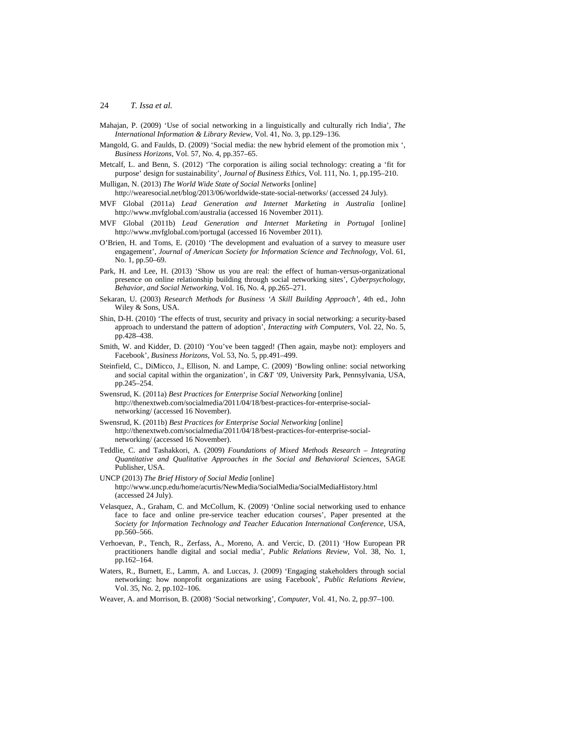Mahajan, P. (2009) 'Use of social networking in a linguistically and culturally rich India', *The International Information & Library Review*, Vol. 41, No. 3, pp.129–136.

Mangold, G. and Faulds, D. (2009) 'Social media: the new hybrid element of the promotion mix ', *Business Horizons*, Vol. 57, No. 4, pp.357–65.

Metcalf, L. and Benn, S. (2012) 'The corporation is ailing social technology: creating a 'fit for purpose' design for sustainability', *Journal of Business Ethics*, Vol. 111, No. 1, pp.195–210.

Mulligan, N. (2013) *The World Wide State of Social Networks* [online] http://wearesocial.net/blog/2013/06/worldwide-state-social-networks/ (accessed 24 July).

MVF Global (2011a) *Lead Generation and Internet Marketing in Australia* [online] http://www.mvfglobal.com/australia (accessed 16 November 2011).

MVF Global (2011b) *Lead Generation and Internet Marketing in Portugal* [online] http://www.mvfglobal.com/portugal (accessed 16 November 2011).

O'Brien, H. and Toms, E. (2010) 'The development and evaluation of a survey to measure user engagement', *Journal of American Society for Information Science and Technology*, Vol. 61, No. 1, pp.50–69.

Park, H. and Lee, H. (2013) 'Show us you are real: the effect of human-versus-organizational presence on online relationship building through social networking sites', *Cyberpsychology, Behavior, and Social Networking*, Vol. 16, No. 4, pp.265–271.

Sekaran, U. (2003) *Research Methods for Business 'A Skill Building Approach'*, 4th ed., John Wiley & Sons, USA.

Shin, D-H. (2010) 'The effects of trust, security and privacy in social networking: a security-based approach to understand the pattern of adoption', *Interacting with Computers*, Vol. 22, No. 5, pp.428–438.

Smith, W. and Kidder, D. (2010) 'You've been tagged! (Then again, maybe not): employers and Facebook', *Business Horizons*, Vol. 53, No. 5, pp.491–499.

Steinfield, C., DiMicco, J., Ellison, N. and Lampe, C. (2009) 'Bowling online: social networking and social capital within the organization', in *C&T '09*, University Park, Pennsylvania, USA, pp.245–254.

Swensrud, K. (2011a) *Best Practices for Enterprise Social Networking* [online] http://thenextweb.com/socialmedia/2011/04/18/best-practices-for-enterprise-social-networking/ (accessed 16 November).

Swensrud, K. (2011b) *Best Practices for Enterprise Social Networking* [online] http://thenextweb.com/socialmedia/2011/04/18/best-practices-for-enterprise-social-networking/ (accessed 16 November).

Teddlie, C. and Tashakkori, A. (2009) *Foundations of Mixed Methods Research – Integrating Quantitative and Qualitative Approaches in the Social and Behavioral Sciences*, SAGE Publisher, USA.

UNCP (2013) *The Brief History of Social Media* [online] http://www.uncp.edu/home/acurtis/NewMedia/SocialMedia/SocialMediaHistory.html (accessed 24 July).

Velasquez, A., Graham, C. and McCollum, K. (2009) 'Online social networking used to enhance face to face and online pre-service teacher education courses', Paper presented at the *Society for Information Technology and Teacher Education International Conference*, USA, pp.560–566.

Verhoevan, P., Tench, R., Zerfass, A., Moreno, A. and Vercic, D. (2011) 'How European PR practitioners handle digital and social media', *Public Relations Review*, Vol. 38, No. 1, pp.162–164.

Waters, R., Burnett, E., Lamm, A. and Luccas, J. (2009) 'Engaging stakeholders through social networking: how nonprofit organizations are using Facebook', *Public Relations Review*, Vol. 35, No. 2, pp.102–106.

Weaver, A. and Morrison, B. (2008) 'Social networking', *Computer*, Vol. 41, No. 2, pp.97–100.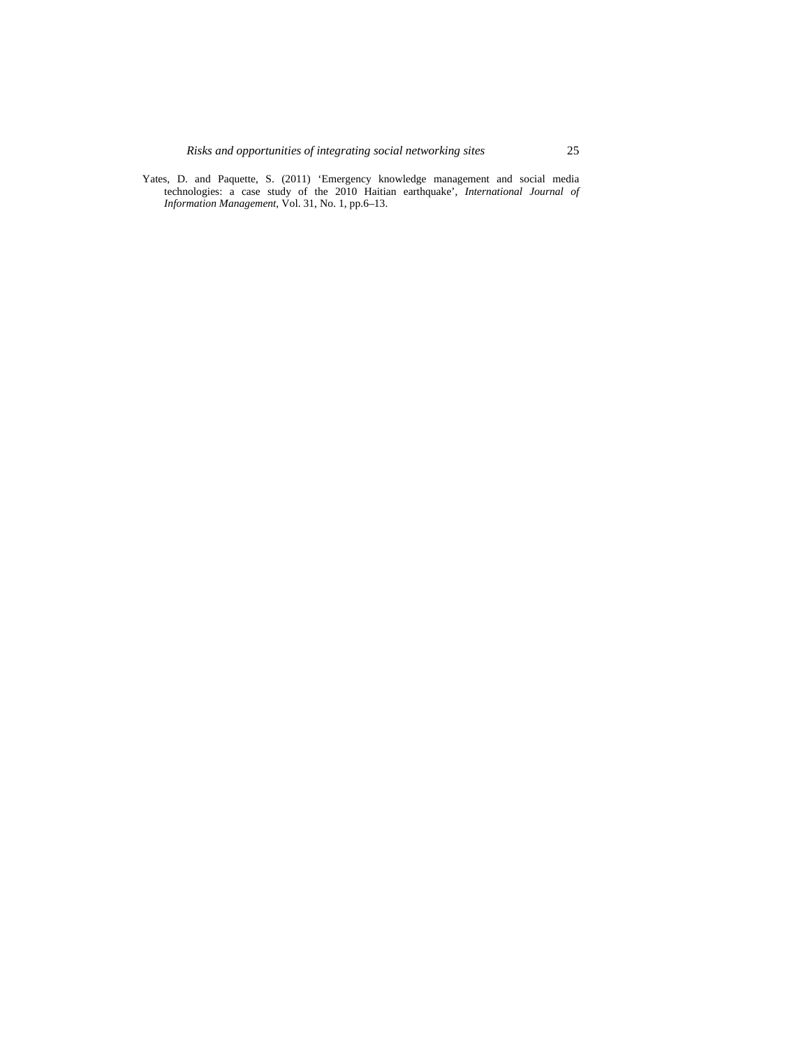Yates, D. and Paquette, S. (2011) 'Emergency knowledge management and social media technologies: a case study of the 2010 Haitian earthquake', *International Journal of Information Management*, Vol. 31, No. 1, pp.6–13.